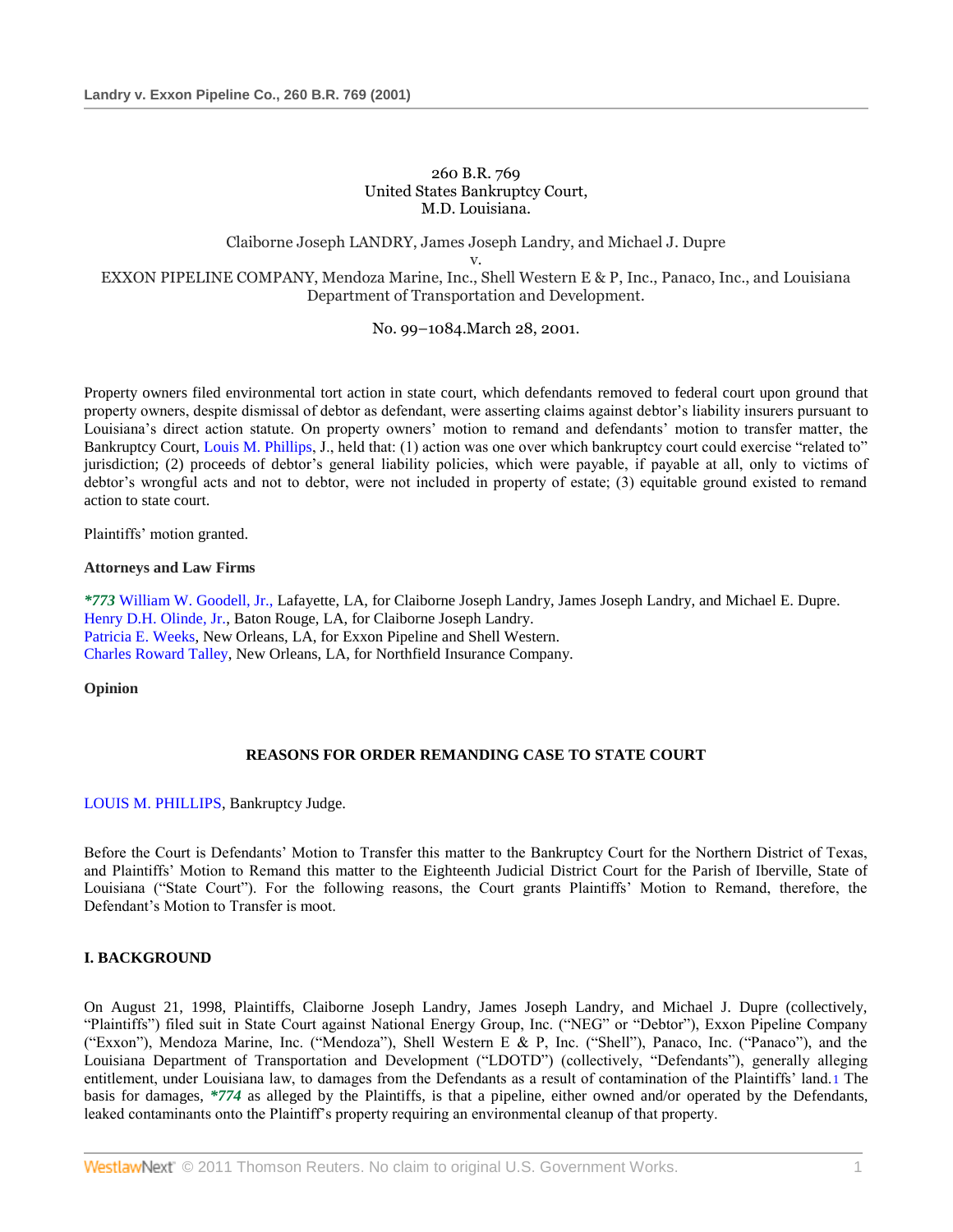260 B.R. 769
United States Bankruptcy Court,
M.D. Louisiana.

Claiborne Joseph LANDRY, James Joseph Landry, and Michael J. Dupre
v.
EXXON PIPELINE COMPANY, Mendoza Marine, Inc., Shell Western E & P, Inc., Panaco, Inc., and Louisiana Department of Transportation and Development.

No. 99–1084.March 28, 2001.

Property owners filed environmental tort action in state court, which defendants removed to federal court upon ground that property owners, despite dismissal of debtor as defendant, were asserting claims against debtor's liability insurers pursuant to Louisiana's direct action statute. On property owners' motion to remand and defendants' motion to transfer matter, the Bankruptcy Court, Louis M. Phillips, J., held that: (1) action was one over which bankruptcy court could exercise "related to" jurisdiction; (2) proceeds of debtor's general liability policies, which were payable, if payable at all, only to victims of debtor's wrongful acts and not to debtor, were not included in property of estate; (3) equitable ground existed to remand action to state court.

Plaintiffs' motion granted.

**Attorneys and Law Firms**

***773** William W. Goodell, Jr., Lafayette, LA, for Claiborne Joseph Landry, James Joseph Landry, and Michael E. Dupre.
Henry D.H. Olinde, Jr., Baton Rouge, LA, for Claiborne Joseph Landry.
Patricia E. Weeks, New Orleans, LA, for Exxon Pipeline and Shell Western.
Charles Roward Talley, New Orleans, LA, for Northfield Insurance Company.

**Opinion**

**REASONS FOR ORDER REMANDING CASE TO STATE COURT**

LOUIS M. PHILLIPS, Bankruptcy Judge.

Before the Court is Defendants' Motion to Transfer this matter to the Bankruptcy Court for the Northern District of Texas, and Plaintiffs' Motion to Remand this matter to the Eighteenth Judicial District Court for the Parish of Iberville, State of Louisiana ("State Court"). For the following reasons, the Court grants Plaintiffs' Motion to Remand, therefore, the Defendant's Motion to Transfer is moot.

**I. BACKGROUND**

On August 21, 1998, Plaintiffs, Claiborne Joseph Landry, James Joseph Landry, and Michael J. Dupre (collectively, "Plaintiffs") filed suit in State Court against National Energy Group, Inc. ("NEG" or "Debtor"), Exxon Pipeline Company ("Exxon"), Mendoza Marine, Inc. ("Mendoza"), Shell Western E & P, Inc. ("Shell"), Panaco, Inc. ("Panaco"), and the Louisiana Department of Transportation and Development ("LDOTD") (collectively, "Defendants"), generally alleging entitlement, under Louisiana law, to damages from the Defendants as a result of contamination of the Plaintiffs' land.[1] The basis for damages, ***774** as alleged by the Plaintiffs, is that a pipeline, either owned and/or operated by the Defendants, leaked contaminants onto the Plaintiff's property requiring an environmental cleanup of that property.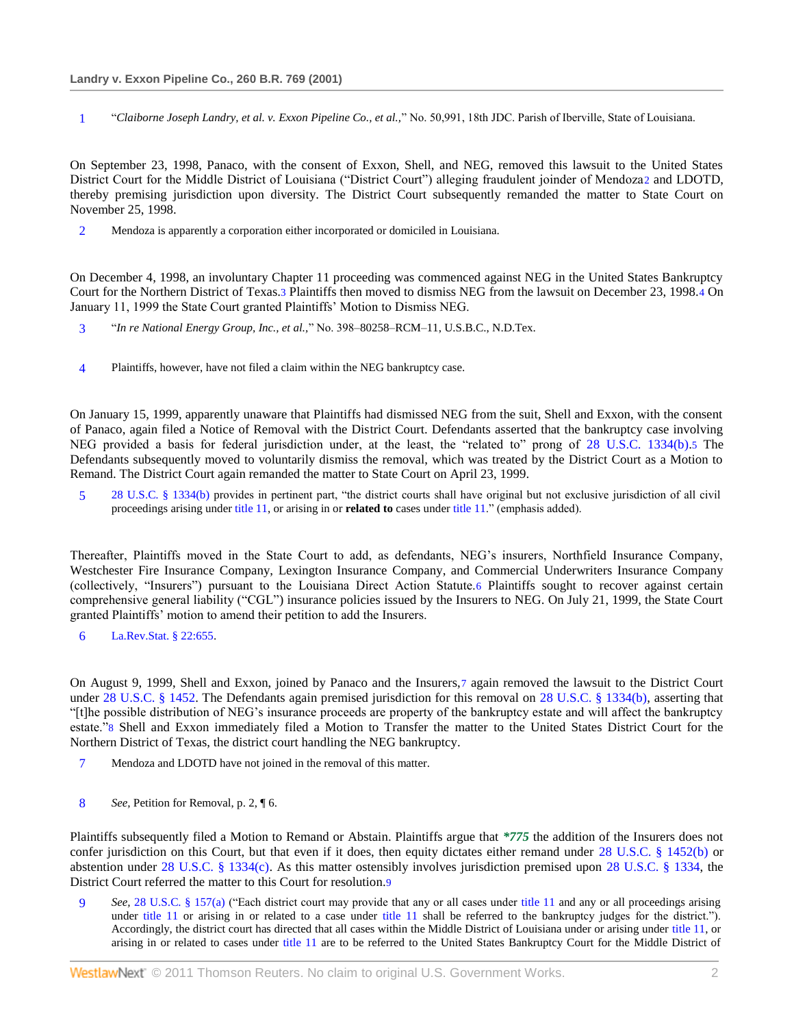1 "*Claiborne Joseph Landry, et al. v. Exxon Pipeline Co., et al.*," No. 50,991, 18th JDC. Parish of Iberville, State of Louisiana.

On September 23, 1998, Panaco, with the consent of Exxon, Shell, and NEG, removed this lawsuit to the United States District Court for the Middle District of Louisiana ("District Court") alleging fraudulent joinder of Mendoza[2] and LDOTD, thereby premising jurisdiction upon diversity. The District Court subsequently remanded the matter to State Court on November 25, 1998.

2 Mendoza is apparently a corporation either incorporated or domiciled in Louisiana.

On December 4, 1998, an involuntary Chapter 11 proceeding was commenced against NEG in the United States Bankruptcy Court for the Northern District of Texas.[3] Plaintiffs then moved to dismiss NEG from the lawsuit on December 23, 1998.[4] On January 11, 1999 the State Court granted Plaintiffs' Motion to Dismiss NEG.

3 "*In re National Energy Group, Inc., et al.*," No. 398–80258–RCM–11, U.S.B.C., N.D.Tex.

4 Plaintiffs, however, have not filed a claim within the NEG bankruptcy case.

On January 15, 1999, apparently unaware that Plaintiffs had dismissed NEG from the suit, Shell and Exxon, with the consent of Panaco, again filed a Notice of Removal with the District Court. Defendants asserted that the bankruptcy case involving NEG provided a basis for federal jurisdiction under, at the least, the "related to" prong of 28 U.S.C. 1334(b).[5] The Defendants subsequently moved to voluntarily dismiss the removal, which was treated by the District Court as a Motion to Remand. The District Court again remanded the matter to State Court on April 23, 1999.

5 28 U.S.C. § 1334(b) provides in pertinent part, "the district courts shall have original but not exclusive jurisdiction of all civil proceedings arising under title 11, or arising in or **related to** cases under title 11." (emphasis added).

Thereafter, Plaintiffs moved in the State Court to add, as defendants, NEG's insurers, Northfield Insurance Company, Westchester Fire Insurance Company, Lexington Insurance Company, and Commercial Underwriters Insurance Company (collectively, "Insurers") pursuant to the Louisiana Direct Action Statute.[6] Plaintiffs sought to recover against certain comprehensive general liability ("CGL") insurance policies issued by the Insurers to NEG. On July 21, 1999, the State Court granted Plaintiffs' motion to amend their petition to add the Insurers.

6 La.Rev.Stat. § 22:655.

On August 9, 1999, Shell and Exxon, joined by Panaco and the Insurers,[7] again removed the lawsuit to the District Court under 28 U.S.C. § 1452. The Defendants again premised jurisdiction for this removal on 28 U.S.C. § 1334(b), asserting that "[t]he possible distribution of NEG's insurance proceeds are property of the bankruptcy estate and will affect the bankruptcy estate."[8] Shell and Exxon immediately filed a Motion to Transfer the matter to the United States District Court for the Northern District of Texas, the district court handling the NEG bankruptcy.

7 Mendoza and LDOTD have not joined in the removal of this matter.

8 *See,* Petition for Removal, p. 2, ¶ 6.

Plaintiffs subsequently filed a Motion to Remand or Abstain. Plaintiffs argue that ***\*775*** the addition of the Insurers does not confer jurisdiction on this Court, but that even if it does, then equity dictates either remand under 28 U.S.C. § 1452(b) or abstention under 28 U.S.C. § 1334(c). As this matter ostensibly involves jurisdiction premised upon 28 U.S.C. § 1334, the District Court referred the matter to this Court for resolution.[9]

9 *See,* 28 U.S.C. § 157(a) ("Each district court may provide that any or all cases under title 11 and any or all proceedings arising under title 11 or arising in or related to a case under title 11 shall be referred to the bankruptcy judges for the district."). Accordingly, the district court has directed that all cases within the Middle District of Louisiana under or arising under title 11, or arising in or related to cases under title 11 are to be referred to the United States Bankruptcy Court for the Middle District of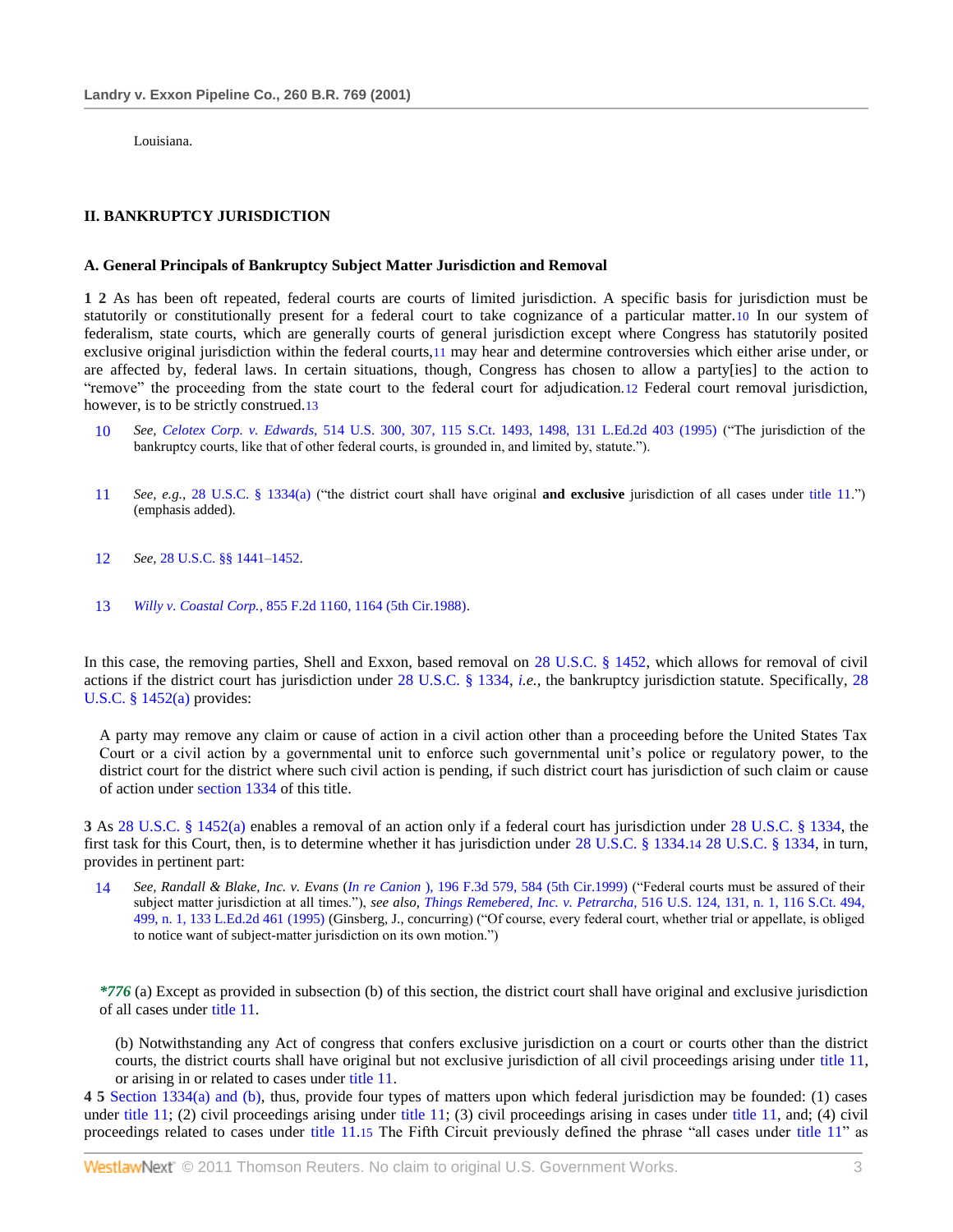Louisiana.

## II. BANKRUPTCY JURISDICTION

### A. General Principals of Bankruptcy Subject Matter Jurisdiction and Removal

**1 2** As has been oft repeated, federal courts are courts of limited jurisdiction. A specific basis for jurisdiction must be statutorily or constitutionally present for a federal court to take cognizance of a particular matter.[10] In our system of federalism, state courts, which are generally courts of general jurisdiction except where Congress has statutorily posited exclusive original jurisdiction within the federal courts,[11] may hear and determine controversies which either arise under, or are affected by, federal laws. In certain situations, though, Congress has chosen to allow a party[ies] to the action to "remove" the proceeding from the state court to the federal court for adjudication.[12] Federal court removal jurisdiction, however, is to be strictly construed.[13]

10 *See, Celotex Corp. v. Edwards,* 514 U.S. 300, 307, 115 S.Ct. 1493, 1498, 131 L.Ed.2d 403 (1995) ("The jurisdiction of the bankruptcy courts, like that of other federal courts, is grounded in, and limited by, statute.").

11 *See, e.g.,* 28 U.S.C. § 1334(a) ("the district court shall have original **and exclusive** jurisdiction of all cases under title 11.") (emphasis added).

12 *See,* 28 U.S.C. §§ 1441–1452.

13 *Willy v. Coastal Corp.,* 855 F.2d 1160, 1164 (5th Cir.1988).

In this case, the removing parties, Shell and Exxon, based removal on 28 U.S.C. § 1452, which allows for removal of civil actions if the district court has jurisdiction under 28 U.S.C. § 1334, *i.e.,* the bankruptcy jurisdiction statute. Specifically, 28 U.S.C. § 1452(a) provides:

> A party may remove any claim or cause of action in a civil action other than a proceeding before the United States Tax Court or a civil action by a governmental unit to enforce such governmental unit's police or regulatory power, to the district court for the district where such civil action is pending, if such district court has jurisdiction of such claim or cause of action under section 1334 of this title.

**3** As 28 U.S.C. § 1452(a) enables a removal of an action only if a federal court has jurisdiction under 28 U.S.C. § 1334, the first task for this Court, then, is to determine whether it has jurisdiction under 28 U.S.C. § 1334.[14] 28 U.S.C. § 1334, in turn, provides in pertinent part:

14 *See, Randall & Blake, Inc. v. Evans* (*In re Canion* ), 196 F.3d 579, 584 (5th Cir.1999) ("Federal courts must be assured of their subject matter jurisdiction at all times."), *see also, Things Remebered, Inc. v. Petrarcha,* 516 U.S. 124, 131, n. 1, 116 S.Ct. 494, 499, n. 1, 133 L.Ed.2d 461 (1995) (Ginsberg, J., concurring) ("Of course, every federal court, whether trial or appellate, is obliged to notice want of subject-matter jurisdiction on its own motion.")

> ***776** (a) Except as provided in subsection (b) of this section, the district court shall have original and exclusive jurisdiction of all cases under title 11.
>
> (b) Notwithstanding any Act of congress that confers exclusive jurisdiction on a court or courts other than the district courts, the district courts shall have original but not exclusive jurisdiction of all civil proceedings arising under title 11, or arising in or related to cases under title 11.

**4 5** Section 1334(a) and (b), thus, provide four types of matters upon which federal jurisdiction may be founded: (1) cases under title 11; (2) civil proceedings arising under title 11; (3) civil proceedings arising in cases under title 11, and; (4) civil proceedings related to cases under title 11.[15] The Fifth Circuit previously defined the phrase "all cases under title 11" as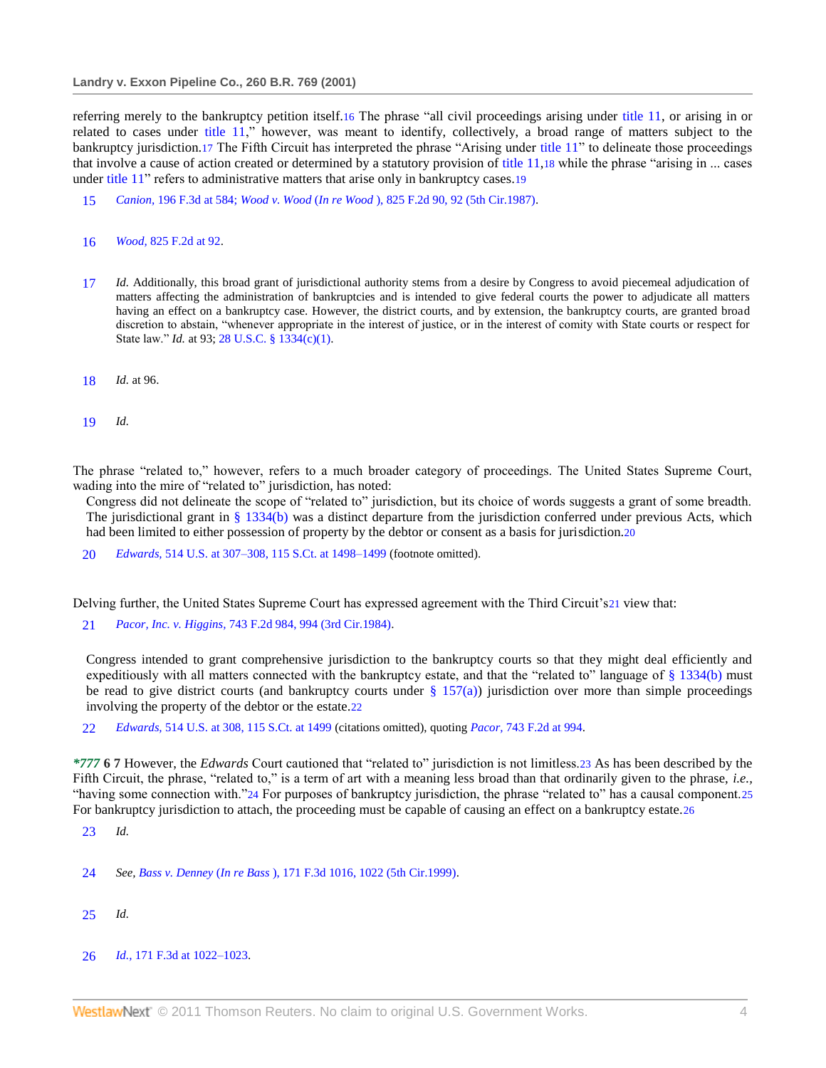referring merely to the bankruptcy petition itself.[16] The phrase "all civil proceedings arising under title 11, or arising in or related to cases under title 11," however, was meant to identify, collectively, a broad range of matters subject to the bankruptcy jurisdiction.[17] The Fifth Circuit has interpreted the phrase "Arising under title 11" to delineate those proceedings that involve a cause of action created or determined by a statutory provision of title 11,[18] while the phrase "arising in ... cases under title 11" refers to administrative matters that arise only in bankruptcy cases.[19]

15 *Canion,* 196 F.3d at 584; *Wood v. Wood* (*In re Wood* ), 825 F.2d 90, 92 (5th Cir.1987).

16 *Wood,* 825 F.2d at 92.

17 *Id.* Additionally, this broad grant of jurisdictional authority stems from a desire by Congress to avoid piecemeal adjudication of matters affecting the administration of bankruptcies and is intended to give federal courts the power to adjudicate all matters having an effect on a bankruptcy case. However, the district courts, and by extension, the bankruptcy courts, are granted broad discretion to abstain, "whenever appropriate in the interest of justice, or in the interest of comity with State courts or respect for State law." *Id.* at 93; 28 U.S.C. § 1334(c)(1).

18 *Id.* at 96.

19 *Id.*

The phrase "related to," however, refers to a much broader category of proceedings. The United States Supreme Court, wading into the mire of "related to" jurisdiction, has noted:

> Congress did not delineate the scope of "related to" jurisdiction, but its choice of words suggests a grant of some breadth. The jurisdictional grant in § 1334(b) was a distinct departure from the jurisdiction conferred under previous Acts, which had been limited to either possession of property by the debtor or consent as a basis for jurisdiction.[20]

20 *Edwards,* 514 U.S. at 307–308, 115 S.Ct. at 1498–1499 (footnote omitted).

Delving further, the United States Supreme Court has expressed agreement with the Third Circuit's[21] view that:

21 *Pacor, Inc. v. Higgins,* 743 F.2d 984, 994 (3rd Cir.1984).

> Congress intended to grant comprehensive jurisdiction to the bankruptcy courts so that they might deal efficiently and expeditiously with all matters connected with the bankruptcy estate, and that the "related to" language of § 1334(b) must be read to give district courts (and bankruptcy courts under § 157(a)) jurisdiction over more than simple proceedings involving the property of the debtor or the estate.[22]

22 *Edwards,* 514 U.S. at 308, 115 S.Ct. at 1499 (citations omitted), quoting *Pacor,* 743 F.2d at 994.

***777** **6 7** However, the *Edwards* Court cautioned that "related to" jurisdiction is not limitless.[23] As has been described by the Fifth Circuit, the phrase, "related to," is a term of art with a meaning less broad than that ordinarily given to the phrase, *i.e.,* "having some connection with."[24] For purposes of bankruptcy jurisdiction, the phrase "related to" has a causal component.[25] For bankruptcy jurisdiction to attach, the proceeding must be capable of causing an effect on a bankruptcy estate.[26]

23 *Id.*

24 *See, Bass v. Denney* (*In re Bass* ), 171 F.3d 1016, 1022 (5th Cir.1999).

25 *Id.*

26 *Id.,* 171 F.3d at 1022–1023.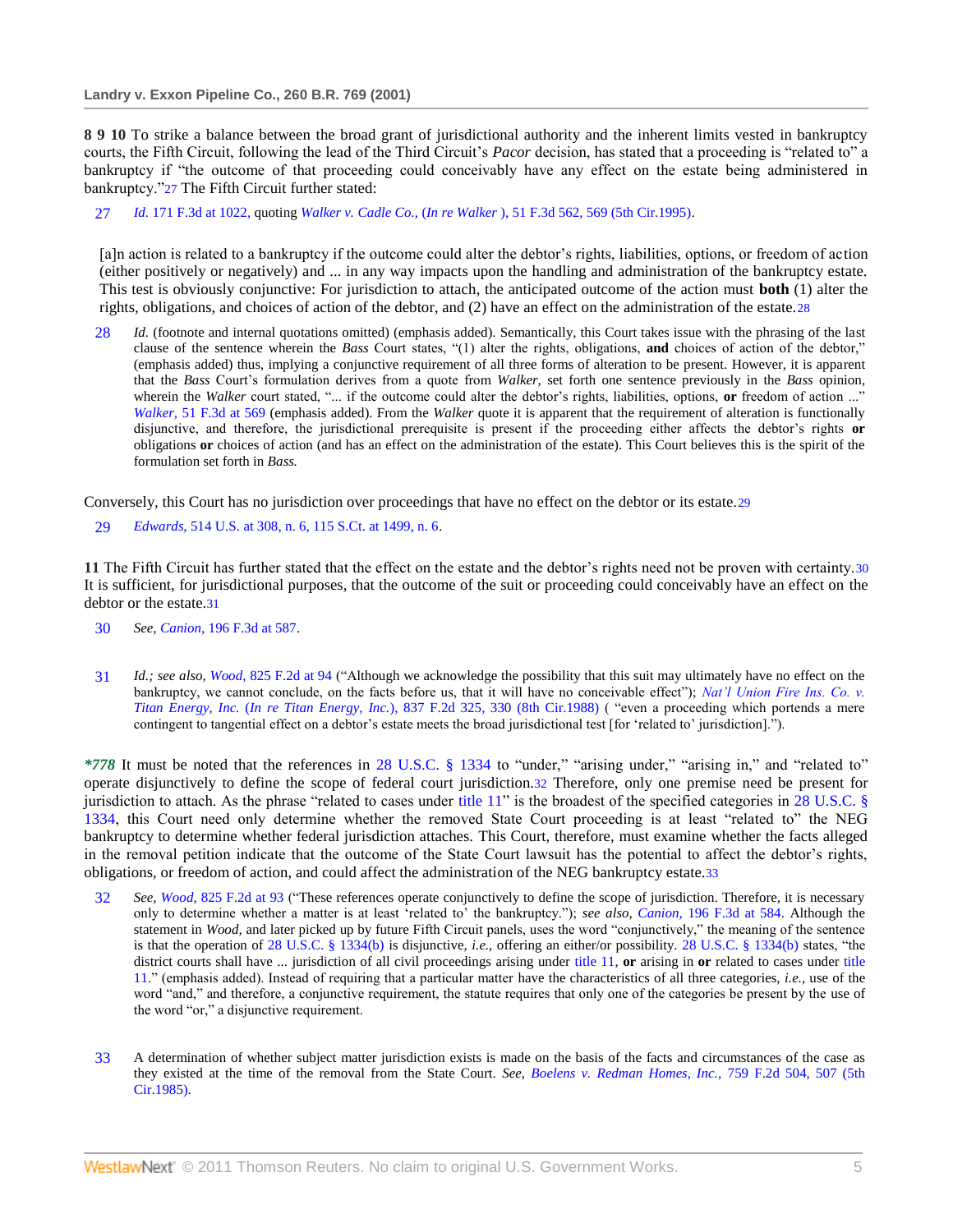**8 9 10** To strike a balance between the broad grant of jurisdictional authority and the inherent limits vested in bankruptcy courts, the Fifth Circuit, following the lead of the Third Circuit's *Pacor* decision, has stated that a proceeding is "related to" a bankruptcy if "the outcome of that proceeding could conceivably have any effect on the estate being administered in bankruptcy."[27] The Fifth Circuit further stated:

27 *Id.* 171 F.3d at 1022, quoting *Walker v. Cadle Co., (In re Walker ),* 51 F.3d 562, 569 (5th Cir.1995).

> [a]n action is related to a bankruptcy if the outcome could alter the debtor's rights, liabilities, options, or freedom of action (either positively or negatively) and ... in any way impacts upon the handling and administration of the bankruptcy estate. This test is obviously conjunctive: For jurisdiction to attach, the anticipated outcome of the action must **both** (1) alter the rights, obligations, and choices of action of the debtor, and (2) have an effect on the administration of the estate.[28]

28 *Id.* (footnote and internal quotations omitted) (emphasis added). Semantically, this Court takes issue with the phrasing of the last clause of the sentence wherein the *Bass* Court states, "(1) alter the rights, obligations, **and** choices of action of the debtor," (emphasis added) thus, implying a conjunctive requirement of all three forms of alteration to be present. However, it is apparent that the *Bass* Court's formulation derives from a quote from *Walker,* set forth one sentence previously in the *Bass* opinion, wherein the *Walker* court stated, "... if the outcome could alter the debtor's rights, liabilities, options, **or** freedom of action ..." *Walker,* 51 F.3d at 569 (emphasis added). From the *Walker* quote it is apparent that the requirement of alteration is functionally disjunctive, and therefore, the jurisdictional prerequisite is present if the proceeding either affects the debtor's rights **or** obligations **or** choices of action (and has an effect on the administration of the estate). This Court believes this is the spirit of the formulation set forth in *Bass.*

Conversely, this Court has no jurisdiction over proceedings that have no effect on the debtor or its estate.[29]

29 *Edwards,* 514 U.S. at 308, n. 6, 115 S.Ct. at 1499, n. 6.

**11** The Fifth Circuit has further stated that the effect on the estate and the debtor's rights need not be proven with certainty.[30] It is sufficient, for jurisdictional purposes, that the outcome of the suit or proceeding could conceivably have an effect on the debtor or the estate.[31]

30 *See, Canion,* 196 F.3d at 587.

31 *Id.; see also, Wood,* 825 F.2d at 94 ("Although we acknowledge the possibility that this suit may ultimately have no effect on the bankruptcy, we cannot conclude, on the facts before us, that it will have no conceivable effect"); *Nat'l Union Fire Ins. Co. v. Titan Energy, Inc.* (*In re Titan Energy, Inc.*), 837 F.2d 325, 330 (8th Cir.1988) ( "even a proceeding which portends a mere contingent to tangential effect on a debtor's estate meets the broad jurisdictional test [for 'related to' jurisdiction].").

***778** It must be noted that the references in 28 U.S.C. § 1334 to "under," "arising under," "arising in," and "related to" operate disjunctively to define the scope of federal court jurisdiction.[32] Therefore, only one premise need be present for jurisdiction to attach. As the phrase "related to cases under title 11" is the broadest of the specified categories in 28 U.S.C. § 1334, this Court need only determine whether the removed State Court proceeding is at least "related to" the NEG bankruptcy to determine whether federal jurisdiction attaches. This Court, therefore, must examine whether the facts alleged in the removal petition indicate that the outcome of the State Court lawsuit has the potential to affect the debtor's rights, obligations, or freedom of action, and could affect the administration of the NEG bankruptcy estate.[33]

32 *See, Wood,* 825 F.2d at 93 ("These references operate conjunctively to define the scope of jurisdiction. Therefore, it is necessary only to determine whether a matter is at least 'related to' the bankruptcy."); *see also, Canion,* 196 F.3d at 584. Although the statement in *Wood,* and later picked up by future Fifth Circuit panels, uses the word "conjunctively," the meaning of the sentence is that the operation of 28 U.S.C. § 1334(b) is disjunctive, *i.e.,* offering an either/or possibility. 28 U.S.C. § 1334(b) states, "the district courts shall have ... jurisdiction of all civil proceedings arising under title 11, **or** arising in **or** related to cases under title 11." (emphasis added). Instead of requiring that a particular matter have the characteristics of all three categories, *i.e.,* use of the word "and," and therefore, a conjunctive requirement, the statute requires that only one of the categories be present by the use of the word "or," a disjunctive requirement.

33 A determination of whether subject matter jurisdiction exists is made on the basis of the facts and circumstances of the case as they existed at the time of the removal from the State Court. *See, Boelens v. Redman Homes, Inc.,* 759 F.2d 504, 507 (5th Cir.1985).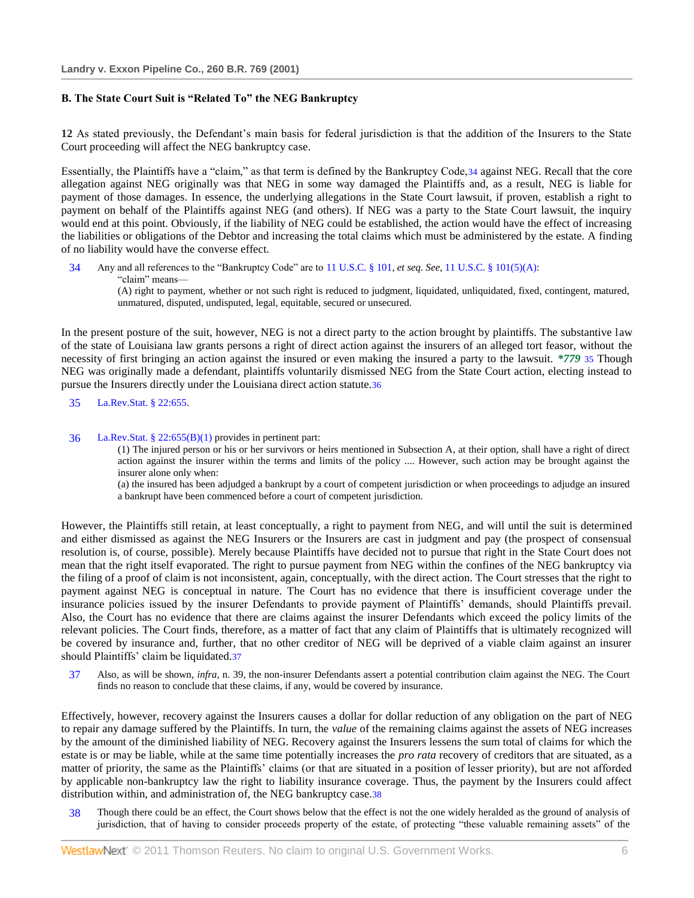### B. The State Court Suit is "Related To" the NEG Bankruptcy

**12** As stated previously, the Defendant's main basis for federal jurisdiction is that the addition of the Insurers to the State Court proceeding will affect the NEG bankruptcy case.

Essentially, the Plaintiffs have a "claim," as that term is defined by the Bankruptcy Code,[34] against NEG. Recall that the core allegation against NEG originally was that NEG in some way damaged the Plaintiffs and, as a result, NEG is liable for payment of those damages. In essence, the underlying allegations in the State Court lawsuit, if proven, establish a right to payment on behalf of the Plaintiffs against NEG (and others). If NEG was a party to the State Court lawsuit, the inquiry would end at this point. Obviously, if the liability of NEG could be established, the action would have the effect of increasing the liabilities or obligations of the Debtor and increasing the total claims which must be administered by the estate. A finding of no liability would have the converse effect.

> 34 Any and all references to the "Bankruptcy Code" are to 11 U.S.C. § 101, *et seq. See*, 11 U.S.C. § 101(5)(A):
>
> "claim" means—
>
> (A) right to payment, whether or not such right is reduced to judgment, liquidated, unliquidated, fixed, contingent, matured, unmatured, disputed, undisputed, legal, equitable, secured or unsecured.

In the present posture of the suit, however, NEG is not a direct party to the action brought by plaintiffs. The substantive law of the state of Louisiana law grants persons a right of direct action against the insurers of an alleged tort feasor, without the necessity of first bringing an action against the insured or even making the insured a party to the lawsuit. ***779** [35] Though NEG was originally made a defendant, plaintiffs voluntarily dismissed NEG from the State Court action, electing instead to pursue the Insurers directly under the Louisiana direct action statute.[36]

> 35 La.Rev.Stat. § 22:655.

> 36 La.Rev.Stat. § 22:655(B)(1) provides in pertinent part:
>
> (1) The injured person or his or her survivors or heirs mentioned in Subsection A, at their option, shall have a right of direct action against the insurer within the terms and limits of the policy .... However, such action may be brought against the insurer alone only when:
>
> (a) the insured has been adjudged a bankrupt by a court of competent jurisdiction or when proceedings to adjudge an insured a bankrupt have been commenced before a court of competent jurisdiction.

However, the Plaintiffs still retain, at least conceptually, a right to payment from NEG, and will until the suit is determined and either dismissed as against the NEG Insurers or the Insurers are cast in judgment and pay (the prospect of consensual resolution is, of course, possible). Merely because Plaintiffs have decided not to pursue that right in the State Court does not mean that the right itself evaporated. The right to pursue payment from NEG within the confines of the NEG bankruptcy via the filing of a proof of claim is not inconsistent, again, conceptually, with the direct action. The Court stresses that the right to payment against NEG is conceptual in nature. The Court has no evidence that there is insufficient coverage under the insurance policies issued by the insurer Defendants to provide payment of Plaintiffs' demands, should Plaintiffs prevail. Also, the Court has no evidence that there are claims against the insurer Defendants which exceed the policy limits of the relevant policies. The Court finds, therefore, as a matter of fact that any claim of Plaintiffs that is ultimately recognized will be covered by insurance and, further, that no other creditor of NEG will be deprived of a viable claim against an insurer should Plaintiffs' claim be liquidated.[37]

> 37 Also, as will be shown, *infra*, n. 39, the non-insurer Defendants assert a potential contribution claim against the NEG. The Court finds no reason to conclude that these claims, if any, would be covered by insurance.

Effectively, however, recovery against the Insurers causes a dollar for dollar reduction of any obligation on the part of NEG to repair any damage suffered by the Plaintiffs. In turn, the *value* of the remaining claims against the assets of NEG increases by the amount of the diminished liability of NEG. Recovery against the Insurers lessens the sum total of claims for which the estate is or may be liable, while at the same time potentially increases the *pro rata* recovery of creditors that are situated, as a matter of priority, the same as the Plaintiffs' claims (or that are situated in a position of lesser priority), but are not afforded by applicable non-bankruptcy law the right to liability insurance coverage. Thus, the payment by the Insurers could affect distribution within, and administration of, the NEG bankruptcy case.[38]

> 38 Though there could be an effect, the Court shows below that the effect is not the one widely heralded as the ground of analysis of jurisdiction, that of having to consider proceeds property of the estate, of protecting "these valuable remaining assets" of the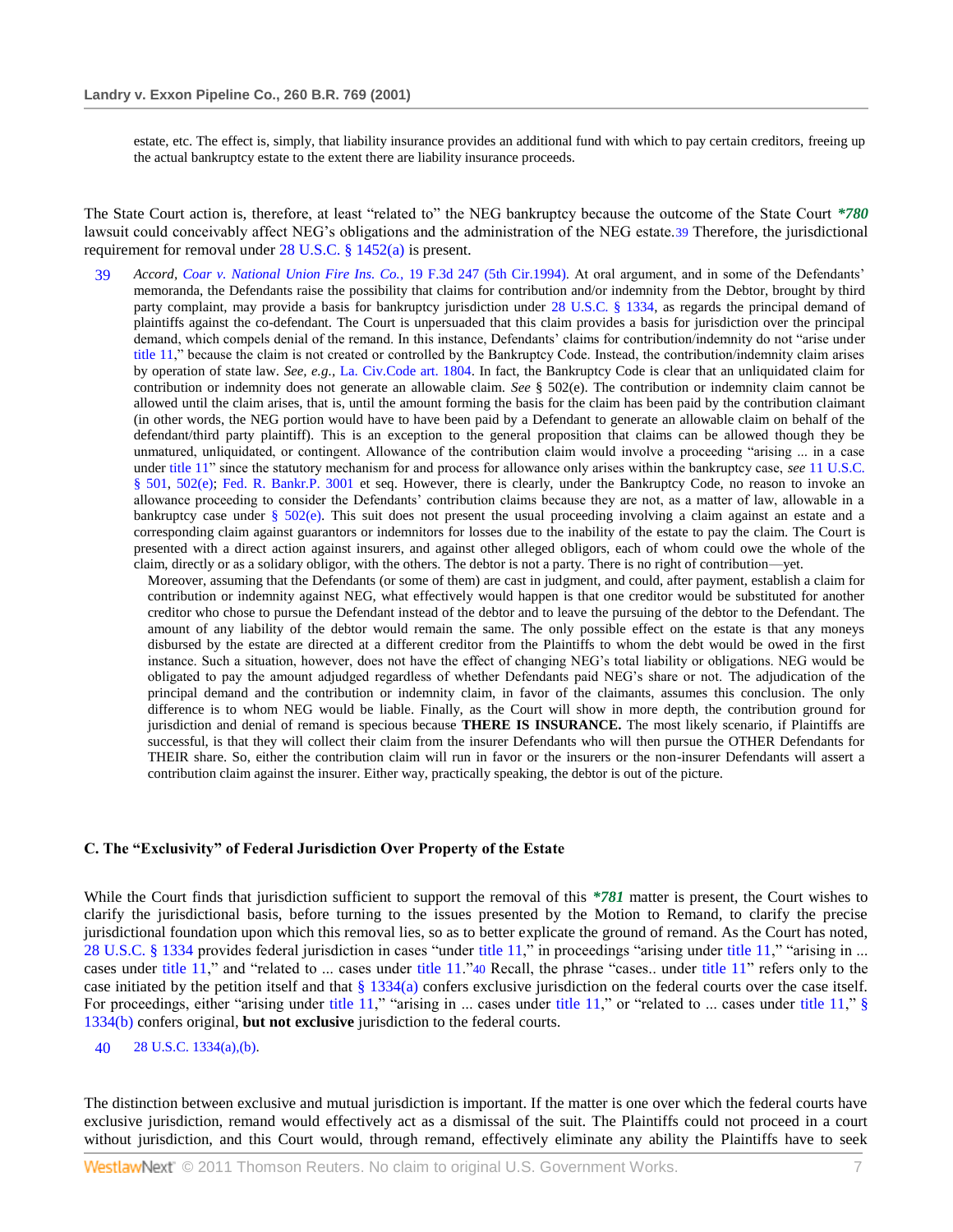estate, etc. The effect is, simply, that liability insurance provides an additional fund with which to pay certain creditors, freeing up the actual bankruptcy estate to the extent there are liability insurance proceeds.

The State Court action is, therefore, at least "related to" the NEG bankruptcy because the outcome of the State Court ***780** lawsuit could conceivably affect NEG's obligations and the administration of the NEG estate.[39] Therefore, the jurisdictional requirement for removal under 28 U.S.C. § 1452(a) is present.

39 *Accord, Coar v. National Union Fire Ins. Co.,* 19 F.3d 247 (5th Cir.1994). At oral argument, and in some of the Defendants' memoranda, the Defendants raise the possibility that claims for contribution and/or indemnity from the Debtor, brought by third party complaint, may provide a basis for bankruptcy jurisdiction under 28 U.S.C. § 1334, as regards the principal demand of plaintiffs against the co-defendant. The Court is unpersuaded that this claim provides a basis for jurisdiction over the principal demand, which compels denial of the remand. In this instance, Defendants' claims for contribution/indemnity do not "arise under title 11," because the claim is not created or controlled by the Bankruptcy Code. Instead, the contribution/indemnity claim arises by operation of state law. *See, e.g.,* La. Civ.Code art. 1804. In fact, the Bankruptcy Code is clear that an unliquidated claim for contribution or indemnity does not generate an allowable claim. *See* § 502(e). The contribution or indemnity claim cannot be allowed until the claim arises, that is, until the amount forming the basis for the claim has been paid by the contribution claimant (in other words, the NEG portion would have to have been paid by a Defendant to generate an allowable claim on behalf of the defendant/third party plaintiff). This is an exception to the general proposition that claims can be allowed though they be unmatured, unliquidated, or contingent. Allowance of the contribution claim would involve a proceeding "arising ... in a case under title 11" since the statutory mechanism for and process for allowance only arises within the bankruptcy case, *see* 11 U.S.C. § 501, 502(e); Fed. R. Bankr.P. 3001 et seq. However, there is clearly, under the Bankruptcy Code, no reason to invoke an allowance proceeding to consider the Defendants' contribution claims because they are not, as a matter of law, allowable in a bankruptcy case under § 502(e). This suit does not present the usual proceeding involving a claim against an estate and a corresponding claim against guarantors or indemnitors for losses due to the inability of the estate to pay the claim. The Court is presented with a direct action against insurers, and against other alleged obligors, each of whom could owe the whole of the claim, directly or as a solidary obligor, with the others. The debtor is not a party. There is no right of contribution—yet.

Moreover, assuming that the Defendants (or some of them) are cast in judgment, and could, after payment, establish a claim for contribution or indemnity against NEG, what effectively would happen is that one creditor would be substituted for another creditor who chose to pursue the Defendant instead of the debtor and to leave the pursuing of the debtor to the Defendant. The amount of any liability of the debtor would remain the same. The only possible effect on the estate is that any moneys disbursed by the estate are directed at a different creditor from the Plaintiffs to whom the debt would be owed in the first instance. Such a situation, however, does not have the effect of changing NEG's total liability or obligations. NEG would be obligated to pay the amount adjudged regardless of whether Defendants paid NEG's share or not. The adjudication of the principal demand and the contribution or indemnity claim, in favor of the claimants, assumes this conclusion. The only difference is to whom NEG would be liable. Finally, as the Court will show in more depth, the contribution ground for jurisdiction and denial of remand is specious because **THERE IS INSURANCE.** The most likely scenario, if Plaintiffs are successful, is that they will collect their claim from the insurer Defendants who will then pursue the OTHER Defendants for THEIR share. So, either the contribution claim will run in favor or the insurers or the non-insurer Defendants will assert a contribution claim against the insurer. Either way, practically speaking, the debtor is out of the picture.

### C. The "Exclusivity" of Federal Jurisdiction Over Property of the Estate

While the Court finds that jurisdiction sufficient to support the removal of this ***781** matter is present, the Court wishes to clarify the jurisdictional basis, before turning to the issues presented by the Motion to Remand, to clarify the precise jurisdictional foundation upon which this removal lies, so as to better explicate the ground of remand. As the Court has noted, 28 U.S.C. § 1334 provides federal jurisdiction in cases "under title 11," in proceedings "arising under title 11," "arising in ... cases under title 11," and "related to ... cases under title 11."[40] Recall, the phrase "cases.. under title 11" refers only to the case initiated by the petition itself and that § 1334(a) confers exclusive jurisdiction on the federal courts over the case itself. For proceedings, either "arising under title 11," "arising in ... cases under title 11," or "related to ... cases under title 11," § 1334(b) confers original, **but not exclusive** jurisdiction to the federal courts.

40 28 U.S.C. 1334(a),(b).

The distinction between exclusive and mutual jurisdiction is important. If the matter is one over which the federal courts have exclusive jurisdiction, remand would effectively act as a dismissal of the suit. The Plaintiffs could not proceed in a court without jurisdiction, and this Court would, through remand, effectively eliminate any ability the Plaintiffs have to seek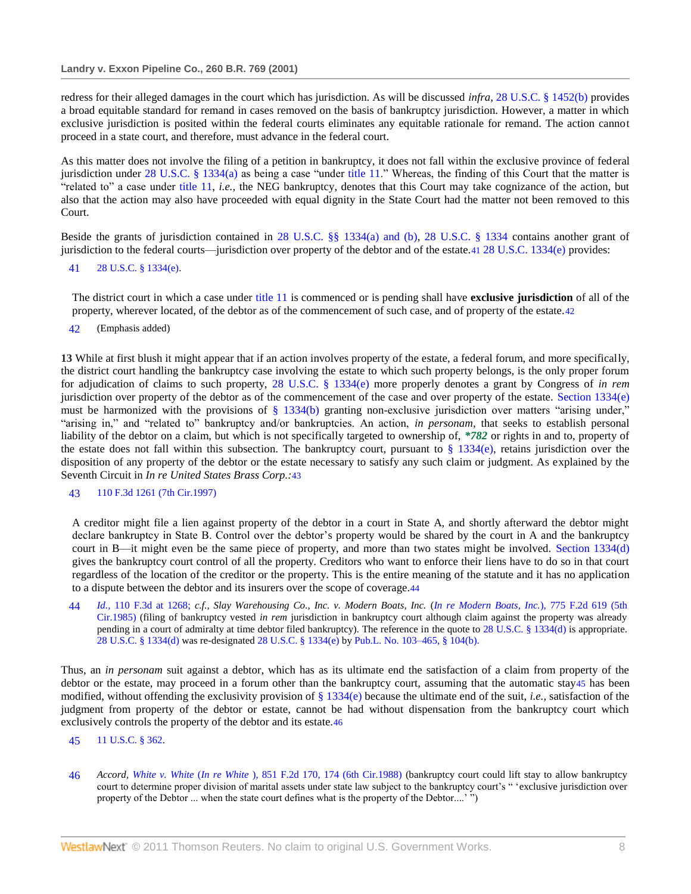redress for their alleged damages in the court which has jurisdiction. As will be discussed *infra*, 28 U.S.C. § 1452(b) provides a broad equitable standard for remand in cases removed on the basis of bankruptcy jurisdiction. However, a matter in which exclusive jurisdiction is posited within the federal courts eliminates any equitable rationale for remand. The action cannot proceed in a state court, and therefore, must advance in the federal court.

As this matter does not involve the filing of a petition in bankruptcy, it does not fall within the exclusive province of federal jurisdiction under 28 U.S.C. § 1334(a) as being a case "under title 11." Whereas, the finding of this Court that the matter is "related to" a case under title 11, *i.e.*, the NEG bankruptcy, denotes that this Court may take cognizance of the action, but also that the action may also have proceeded with equal dignity in the State Court had the matter not been removed to this Court.

Beside the grants of jurisdiction contained in 28 U.S.C. §§ 1334(a) and (b), 28 U.S.C. § 1334 contains another grant of jurisdiction to the federal courts—jurisdiction over property of the debtor and of the estate.[41] 28 U.S.C. 1334(e) provides:

41 28 U.S.C. § 1334(e).

> The district court in which a case under title 11 is commenced or is pending shall have **exclusive jurisdiction** of all of the property, wherever located, of the debtor as of the commencement of such case, and of property of the estate.[42]

42 (Emphasis added)

**13** While at first blush it might appear that if an action involves property of the estate, a federal forum, and more specifically, the district court handling the bankruptcy case involving the estate to which such property belongs, is the only proper forum for adjudication of claims to such property, 28 U.S.C. § 1334(e) more properly denotes a grant by Congress of *in rem* jurisdiction over property of the debtor as of the commencement of the case and over property of the estate. Section 1334(e) must be harmonized with the provisions of § 1334(b) granting non-exclusive jurisdiction over matters "arising under," "arising in," and "related to" bankruptcy and/or bankruptcies. An action, *in personam,* that seeks to establish personal liability of the debtor on a claim, but which is not specifically targeted to ownership of, ***782** or rights in and to, property of the estate does not fall within this subsection. The bankruptcy court, pursuant to § 1334(e), retains jurisdiction over the disposition of any property of the debtor or the estate necessary to satisfy any such claim or judgment. As explained by the Seventh Circuit in *In re United States Brass Corp.:*[43]

43 110 F.3d 1261 (7th Cir.1997)

> A creditor might file a lien against property of the debtor in a court in State A, and shortly afterward the debtor might declare bankruptcy in State B. Control over the debtor's property would be shared by the court in A and the bankruptcy court in B—it might even be the same piece of property, and more than two states might be involved. Section 1334(d) gives the bankruptcy court control of all the property. Creditors who want to enforce their liens have to do so in that court regardless of the location of the creditor or the property. This is the entire meaning of the statute and it has no application to a dispute between the debtor and its insurers over the scope of coverage.[44]

44 *Id.,* 110 F.3d at 1268; *c.f., Slay Warehousing Co., Inc. v. Modern Boats, Inc.* (*In re Modern Boats, Inc.*), 775 F.2d 619 (5th Cir.1985) (filing of bankruptcy vested *in rem* jurisdiction in bankruptcy court although claim against the property was already pending in a court of admiralty at time debtor filed bankruptcy). The reference in the quote to 28 U.S.C. § 1334(d) is appropriate. 28 U.S.C. § 1334(d) was re-designated 28 U.S.C. § 1334(e) by Pub.L. No. 103–465, § 104(b).

Thus, an *in personam* suit against a debtor, which has as its ultimate end the satisfaction of a claim from property of the debtor or the estate, may proceed in a forum other than the bankruptcy court, assuming that the automatic stay[45] has been modified, without offending the exclusivity provision of § 1334(e) because the ultimate end of the suit, *i.e.,* satisfaction of the judgment from property of the debtor or estate, cannot be had without dispensation from the bankruptcy court which exclusively controls the property of the debtor and its estate.[46]

45 11 U.S.C. § 362.

46 *Accord, White v. White* (*In re White* ), 851 F.2d 170, 174 (6th Cir.1988) (bankruptcy court could lift stay to allow bankruptcy court to determine proper division of marital assets under state law subject to the bankruptcy court's " 'exclusive jurisdiction over property of the Debtor ... when the state court defines what is the property of the Debtor....' ")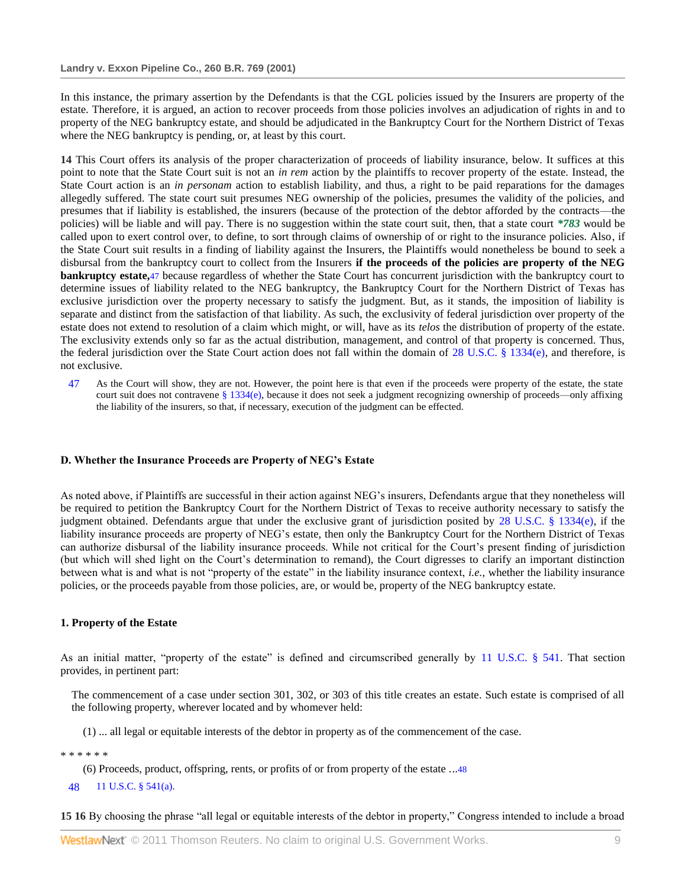In this instance, the primary assertion by the Defendants is that the CGL policies issued by the Insurers are property of the estate. Therefore, it is argued, an action to recover proceeds from those policies involves an adjudication of rights in and to property of the NEG bankruptcy estate, and should be adjudicated in the Bankruptcy Court for the Northern District of Texas where the NEG bankruptcy is pending, or, at least by this court.

**14** This Court offers its analysis of the proper characterization of proceeds of liability insurance, below. It suffices at this point to note that the State Court suit is not an *in rem* action by the plaintiffs to recover property of the estate. Instead, the State Court action is an *in personam* action to establish liability, and thus, a right to be paid reparations for the damages allegedly suffered. The state court suit presumes NEG ownership of the policies, presumes the validity of the policies, and presumes that if liability is established, the insurers (because of the protection of the debtor afforded by the contracts—the policies) will be liable and will pay. There is no suggestion within the state court suit, then, that a state court ***783** would be called upon to exert control over, to define, to sort through claims of ownership of or right to the insurance policies. Also, if the State Court suit results in a finding of liability against the Insurers, the Plaintiffs would nonetheless be bound to seek a disbursal from the bankruptcy court to collect from the Insurers **if the proceeds of the policies are property of the NEG bankruptcy estate,**[47] because regardless of whether the State Court has concurrent jurisdiction with the bankruptcy court to determine issues of liability related to the NEG bankruptcy, the Bankruptcy Court for the Northern District of Texas has exclusive jurisdiction over the property necessary to satisfy the judgment. But, as it stands, the imposition of liability is separate and distinct from the satisfaction of that liability. As such, the exclusivity of federal jurisdiction over property of the estate does not extend to resolution of a claim which might, or will, have as its *telos* the distribution of property of the estate. The exclusivity extends only so far as the actual distribution, management, and control of that property is concerned. Thus, the federal jurisdiction over the State Court action does not fall within the domain of 28 U.S.C. § 1334(e), and therefore, is not exclusive.

47 As the Court will show, they are not. However, the point here is that even if the proceeds were property of the estate, the state court suit does not contravene § 1334(e), because it does not seek a judgment recognizing ownership of proceeds—only affixing the liability of the insurers, so that, if necessary, execution of the judgment can be effected.

### D. Whether the Insurance Proceeds are Property of NEG's Estate

As noted above, if Plaintiffs are successful in their action against NEG's insurers, Defendants argue that they nonetheless will be required to petition the Bankruptcy Court for the Northern District of Texas to receive authority necessary to satisfy the judgment obtained. Defendants argue that under the exclusive grant of jurisdiction posited by 28 U.S.C. § 1334(e), if the liability insurance proceeds are property of NEG's estate, then only the Bankruptcy Court for the Northern District of Texas can authorize disbursal of the liability insurance proceeds. While not critical for the Court's present finding of jurisdiction (but which will shed light on the Court's determination to remand), the Court digresses to clarify an important distinction between what is and what is not "property of the estate" in the liability insurance context, *i.e.,* whether the liability insurance policies, or the proceeds payable from those policies, are, or would be, property of the NEG bankruptcy estate.

#### 1. Property of the Estate

As an initial matter, "property of the estate" is defined and circumscribed generally by 11 U.S.C. § 541. That section provides, in pertinent part:

> The commencement of a case under section 301, 302, or 303 of this title creates an estate. Such estate is comprised of all the following property, wherever located and by whomever held:
>
> (1) ... all legal or equitable interests of the debtor in property as of the commencement of the case.

* * * * * *

> (6) Proceeds, product, offspring, rents, or profits of or from property of the estate ...[48]

48 11 U.S.C. § 541(a).

**15 16** By choosing the phrase "all legal or equitable interests of the debtor in property," Congress intended to include a broad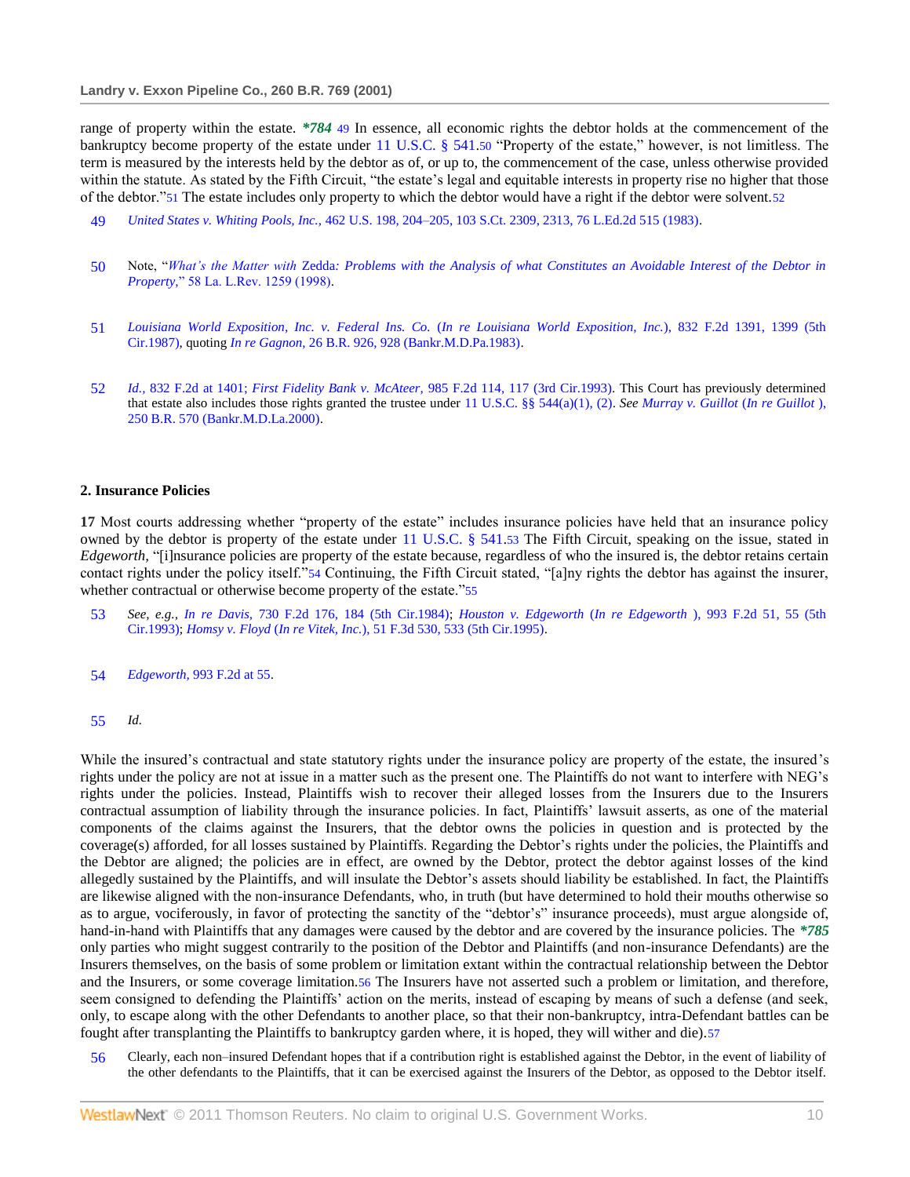range of property within the estate. ***784** 49 In essence, all economic rights the debtor holds at the commencement of the bankruptcy become property of the estate under 11 U.S.C. § 541.[50] "Property of the estate," however, is not limitless. The term is measured by the interests held by the debtor as of, or up to, the commencement of the case, unless otherwise provided within the statute. As stated by the Fifth Circuit, "the estate's legal and equitable interests in property rise no higher that those of the debtor."[51] The estate includes only property to which the debtor would have a right if the debtor were solvent.[52]

49 *United States v. Whiting Pools, Inc.,* 462 U.S. 198, 204–205, 103 S.Ct. 2309, 2313, 76 L.Ed.2d 515 (1983).

50 Note, "*What's the Matter with* Zedda*: Problems with the Analysis of what Constitutes an Avoidable Interest of the Debtor in Property,*" 58 La. L.Rev. 1259 (1998).

51 *Louisiana World Exposition, Inc. v. Federal Ins. Co.* (*In re Louisiana World Exposition, Inc.*), 832 F.2d 1391, 1399 (5th Cir.1987), quoting *In re Gagnon,* 26 B.R. 926, 928 (Bankr.M.D.Pa.1983).

52 *Id.,* 832 F.2d at 1401; *First Fidelity Bank v. McAteer,* 985 F.2d 114, 117 (3rd Cir.1993). This Court has previously determined that estate also includes those rights granted the trustee under 11 U.S.C. §§ 544(a)(1), (2). *See Murray v. Guillot* (*In re Guillot* ), 250 B.R. 570 (Bankr.M.D.La.2000).

## 2. Insurance Policies

**17** Most courts addressing whether "property of the estate" includes insurance policies have held that an insurance policy owned by the debtor is property of the estate under 11 U.S.C. § 541.[53] The Fifth Circuit, speaking on the issue, stated in *Edgeworth,* "[i]nsurance policies are property of the estate because, regardless of who the insured is, the debtor retains certain contact rights under the policy itself."[54] Continuing, the Fifth Circuit stated, "[a]ny rights the debtor has against the insurer, whether contractual or otherwise become property of the estate."[55]

53 *See, e.g., In re Davis,* 730 F.2d 176, 184 (5th Cir.1984); *Houston v. Edgeworth* (*In re Edgeworth* ), 993 F.2d 51, 55 (5th Cir.1993); *Homsy v. Floyd* (*In re Vitek, Inc.*), 51 F.3d 530, 533 (5th Cir.1995).

54 *Edgeworth,* 993 F.2d at 55.

55 *Id.*

While the insured's contractual and state statutory rights under the insurance policy are property of the estate, the insured's rights under the policy are not at issue in a matter such as the present one. The Plaintiffs do not want to interfere with NEG's rights under the policies. Instead, Plaintiffs wish to recover their alleged losses from the Insurers due to the Insurers contractual assumption of liability through the insurance policies. In fact, Plaintiffs' lawsuit asserts, as one of the material components of the claims against the Insurers, that the debtor owns the policies in question and is protected by the coverage(s) afforded, for all losses sustained by Plaintiffs. Regarding the Debtor's rights under the policies, the Plaintiffs and the Debtor are aligned; the policies are in effect, are owned by the Debtor, protect the debtor against losses of the kind allegedly sustained by the Plaintiffs, and will insulate the Debtor's assets should liability be established. In fact, the Plaintiffs are likewise aligned with the non-insurance Defendants, who, in truth (but have determined to hold their mouths otherwise so as to argue, vociferously, in favor of protecting the sanctity of the "debtor's" insurance proceeds), must argue alongside of, hand-in-hand with Plaintiffs that any damages were caused by the debtor and are covered by the insurance policies. The ***785** only parties who might suggest contrarily to the position of the Debtor and Plaintiffs (and non-insurance Defendants) are the Insurers themselves, on the basis of some problem or limitation extant within the contractual relationship between the Debtor and the Insurers, or some coverage limitation.[56] The Insurers have not asserted such a problem or limitation, and therefore, seem consigned to defending the Plaintiffs' action on the merits, instead of escaping by means of such a defense (and seek, only, to escape along with the other Defendants to another place, so that their non-bankruptcy, intra-Defendant battles can be fought after transplanting the Plaintiffs to bankruptcy garden where, it is hoped, they will wither and die).[57]

56 Clearly, each non–insured Defendant hopes that if a contribution right is established against the Debtor, in the event of liability of the other defendants to the Plaintiffs, that it can be exercised against the Insurers of the Debtor, as opposed to the Debtor itself.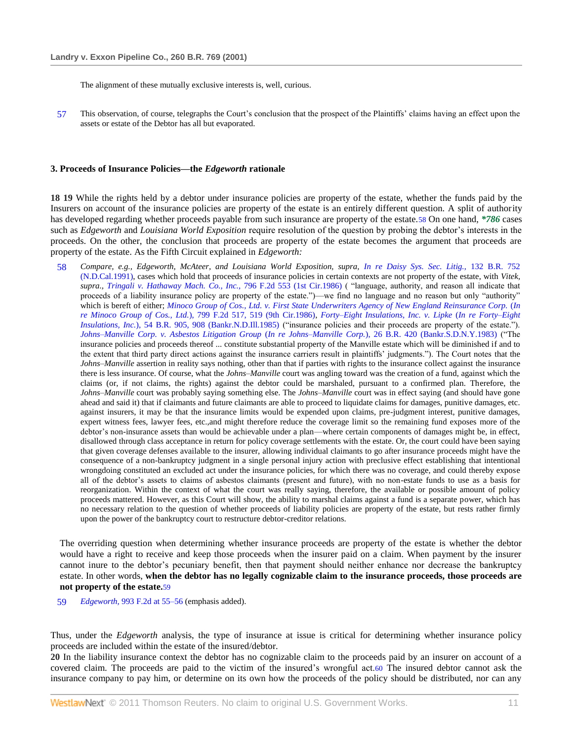The alignment of these mutually exclusive interests is, well, curious.

57 This observation, of course, telegraphs the Court's conclusion that the prospect of the Plaintiffs' claims having an effect upon the assets or estate of the Debtor has all but evaporated.

### 3. Proceeds of Insurance Policies—the *Edgeworth* rationale

**18 19** While the rights held by a debtor under insurance policies are property of the estate, whether the funds paid by the Insurers on account of the insurance policies are property of the estate is an entirely different question. A split of authority has developed regarding whether proceeds payable from such insurance are property of the estate.[58] On one hand, ***786** cases such as *Edgeworth* and *Louisiana World Exposition* require resolution of the question by probing the debtor's interests in the proceeds. On the other, the conclusion that proceeds are property of the estate becomes the argument that proceeds are property of the estate. As the Fifth Circuit explained in *Edgeworth:*

58 *Compare, e.g., Edgeworth, McAteer, and Louisiana World Exposition, supra, In re Daisy Sys. Sec. Litig.,* 132 B.R. 752 (N.D.Cal.1991), cases which hold that proceeds of insurance policies in certain contexts are not property of the estate, with *Vitek, supra., Tringali v. Hathaway Mach. Co., Inc.,* 796 F.2d 553 (1st Cir.1986) ( "language, authority, and reason all indicate that proceeds of a liability insurance policy are property of the estate.")—we find no language and no reason but only "authority" which is bereft of either; *Minoco Group of Cos., Ltd. v. First State Underwriters Agency of New England Reinsurance Corp.* (*In re Minoco Group of Cos., Ltd.*), 799 F.2d 517, 519 (9th Cir.1986), *Forty–Eight Insulations, Inc. v. Lipke* (*In re Forty–Eight Insulations, Inc.*), 54 B.R. 905, 908 (Bankr.N.D.Ill.1985) ("insurance policies and their proceeds are property of the estate."). *Johns–Manville Corp. v. Asbestos Litigation Group* (*In re Johns–Manville Corp.*), 26 B.R. 420 (Bankr.S.D.N.Y.1983) ("The insurance policies and proceeds thereof ... constitute substantial property of the Manville estate which will be diminished if and to the extent that third party direct actions against the insurance carriers result in plaintiffs' judgments."). The Court notes that the *Johns–Manville* assertion in reality says nothing, other than that if parties with rights to the insurance collect against the insurance there is less insurance. Of course, what the *Johns–Manville* court was angling toward was the creation of a fund, against which the claims (or, if not claims, the rights) against the debtor could be marshaled, pursuant to a confirmed plan. Therefore, the *Johns–Manville* court was probably saying something else. The *Johns–Manville* court was in effect saying (and should have gone ahead and said it) that if claimants and future claimants are able to proceed to liquidate claims for damages, punitive damages, etc. against insurers, it may be that the insurance limits would be expended upon claims, pre-judgment interest, punitive damages, expert witness fees, lawyer fees, etc.,and might therefore reduce the coverage limit so the remaining fund exposes more of the debtor's non-insurance assets than would be achievable under a plan—where certain components of damages might be, in effect, disallowed through class acceptance in return for policy coverage settlements with the estate. Or, the court could have been saying that given coverage defenses available to the insurer, allowing individual claimants to go after insurance proceeds might have the consequence of a non-bankruptcy judgment in a single personal injury action with preclusive effect establishing that intentional wrongdoing constituted an excluded act under the insurance policies, for which there was no coverage, and could thereby expose all of the debtor's assets to claims of asbestos claimants (present and future), with no non-estate funds to use as a basis for reorganization. Within the context of what the court was really saying, therefore, the available or possible amount of policy proceeds mattered. However, as this Court will show, the ability to marshal claims against a fund is a separate power, which has no necessary relation to the question of whether proceeds of liability policies are property of the estate, but rests rather firmly upon the power of the bankruptcy court to restructure debtor-creditor relations.

> The overriding question when determining whether insurance proceeds are property of the estate is whether the debtor would have a right to receive and keep those proceeds when the insurer paid on a claim. When payment by the insurer cannot inure to the debtor's pecuniary benefit, then that payment should neither enhance nor decrease the bankruptcy estate. In other words, **when the debtor has no legally cognizable claim to the insurance proceeds, those proceeds are not property of the estate.**[59]

59 *Edgeworth,* 993 F.2d at 55–56 (emphasis added).

Thus, under the *Edgeworth* analysis, the type of insurance at issue is critical for determining whether insurance policy proceeds are included within the estate of the insured/debtor.

**20** In the liability insurance context the debtor has no cognizable claim to the proceeds paid by an insurer on account of a covered claim. The proceeds are paid to the victim of the insured's wrongful act.[60] The insured debtor cannot ask the insurance company to pay him, or determine on its own how the proceeds of the policy should be distributed, nor can any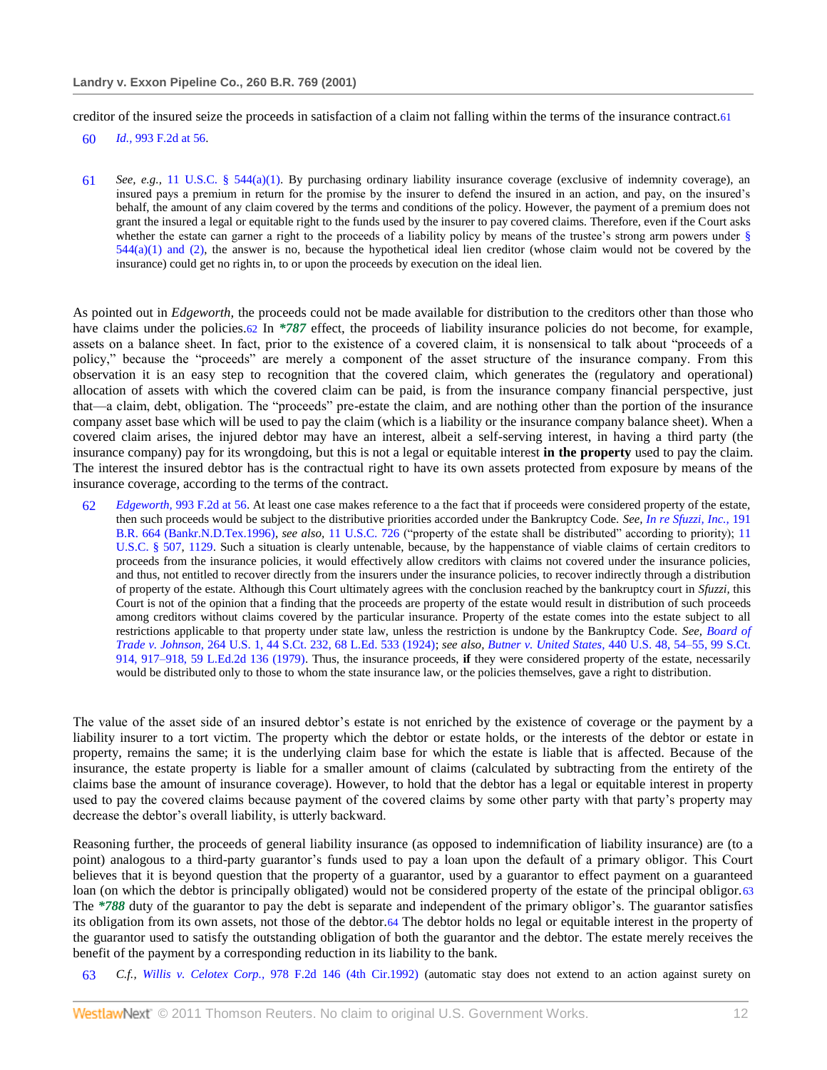creditor of the insured seize the proceeds in satisfaction of a claim not falling within the terms of the insurance contract.[61]

60 *Id.,* 993 F.2d at 56.

61 *See, e.g.,* 11 U.S.C. § 544(a)(1). By purchasing ordinary liability insurance coverage (exclusive of indemnity coverage), an insured pays a premium in return for the promise by the insurer to defend the insured in an action, and pay, on the insured's behalf, the amount of any claim covered by the terms and conditions of the policy. However, the payment of a premium does not grant the insured a legal or equitable right to the funds used by the insurer to pay covered claims. Therefore, even if the Court asks whether the estate can garner a right to the proceeds of a liability policy by means of the trustee's strong arm powers under § 544(a)(1) and (2), the answer is no, because the hypothetical ideal lien creditor (whose claim would not be covered by the insurance) could get no rights in, to or upon the proceeds by execution on the ideal lien.

As pointed out in *Edgeworth,* the proceeds could not be made available for distribution to the creditors other than those who have claims under the policies.[62] In ***787** effect, the proceeds of liability insurance policies do not become, for example, assets on a balance sheet. In fact, prior to the existence of a covered claim, it is nonsensical to talk about "proceeds of a policy," because the "proceeds" are merely a component of the asset structure of the insurance company. From this observation it is an easy step to recognition that the covered claim, which generates the (regulatory and operational) allocation of assets with which the covered claim can be paid, is from the insurance company financial perspective, just that—a claim, debt, obligation. The "proceeds" pre-estate the claim, and are nothing other than the portion of the insurance company asset base which will be used to pay the claim (which is a liability or the insurance company balance sheet). When a covered claim arises, the injured debtor may have an interest, albeit a self-serving interest, in having a third party (the insurance company) pay for its wrongdoing, but this is not a legal or equitable interest **in the property** used to pay the claim. The interest the insured debtor has is the contractual right to have its own assets protected from exposure by means of the insurance coverage, according to the terms of the contract.

62 *Edgeworth,* 993 F.2d at 56. At least one case makes reference to a the fact that if proceeds were considered property of the estate, then such proceeds would be subject to the distributive priorities accorded under the Bankruptcy Code. *See, In re Sfuzzi, Inc.,* 191 B.R. 664 (Bankr.N.D.Tex.1996), *see also,* 11 U.S.C. 726 ("property of the estate shall be distributed" according to priority); 11 U.S.C. § 507, 1129. Such a situation is clearly untenable, because, by the happenstance of viable claims of certain creditors to proceeds from the insurance policies, it would effectively allow creditors with claims not covered under the insurance policies, and thus, not entitled to recover directly from the insurers under the insurance policies, to recover indirectly through a distribution of property of the estate. Although this Court ultimately agrees with the conclusion reached by the bankruptcy court in *Sfuzzi,* this Court is not of the opinion that a finding that the proceeds are property of the estate would result in distribution of such proceeds among creditors without claims covered by the particular insurance. Property of the estate comes into the estate subject to all restrictions applicable to that property under state law, unless the restriction is undone by the Bankruptcy Code. *See, Board of Trade v. Johnson,* 264 U.S. 1, 44 S.Ct. 232, 68 L.Ed. 533 (1924); *see also, Butner v. United States,* 440 U.S. 48, 54–55, 99 S.Ct. 914, 917–918, 59 L.Ed.2d 136 (1979). Thus, the insurance proceeds, **if** they were considered property of the estate, necessarily would be distributed only to those to whom the state insurance law, or the policies themselves, gave a right to distribution.

The value of the asset side of an insured debtor's estate is not enriched by the existence of coverage or the payment by a liability insurer to a tort victim. The property which the debtor or estate holds, or the interests of the debtor or estate in property, remains the same; it is the underlying claim base for which the estate is liable that is affected. Because of the insurance, the estate property is liable for a smaller amount of claims (calculated by subtracting from the entirety of the claims base the amount of insurance coverage). However, to hold that the debtor has a legal or equitable interest in property used to pay the covered claims because payment of the covered claims by some other party with that party's property may decrease the debtor's overall liability, is utterly backward.

Reasoning further, the proceeds of general liability insurance (as opposed to indemnification of liability insurance) are (to a point) analogous to a third-party guarantor's funds used to pay a loan upon the default of a primary obligor. This Court believes that it is beyond question that the property of a guarantor, used by a guarantor to effect payment on a guaranteed loan (on which the debtor is principally obligated) would not be considered property of the estate of the principal obligor.[63] The ***788** duty of the guarantor to pay the debt is separate and independent of the primary obligor's. The guarantor satisfies its obligation from its own assets, not those of the debtor.[64] The debtor holds no legal or equitable interest in the property of the guarantor used to satisfy the outstanding obligation of both the guarantor and the debtor. The estate merely receives the benefit of the payment by a corresponding reduction in its liability to the bank.

63 *C.f., Willis v. Celotex Corp.,* 978 F.2d 146 (4th Cir.1992) (automatic stay does not extend to an action against surety on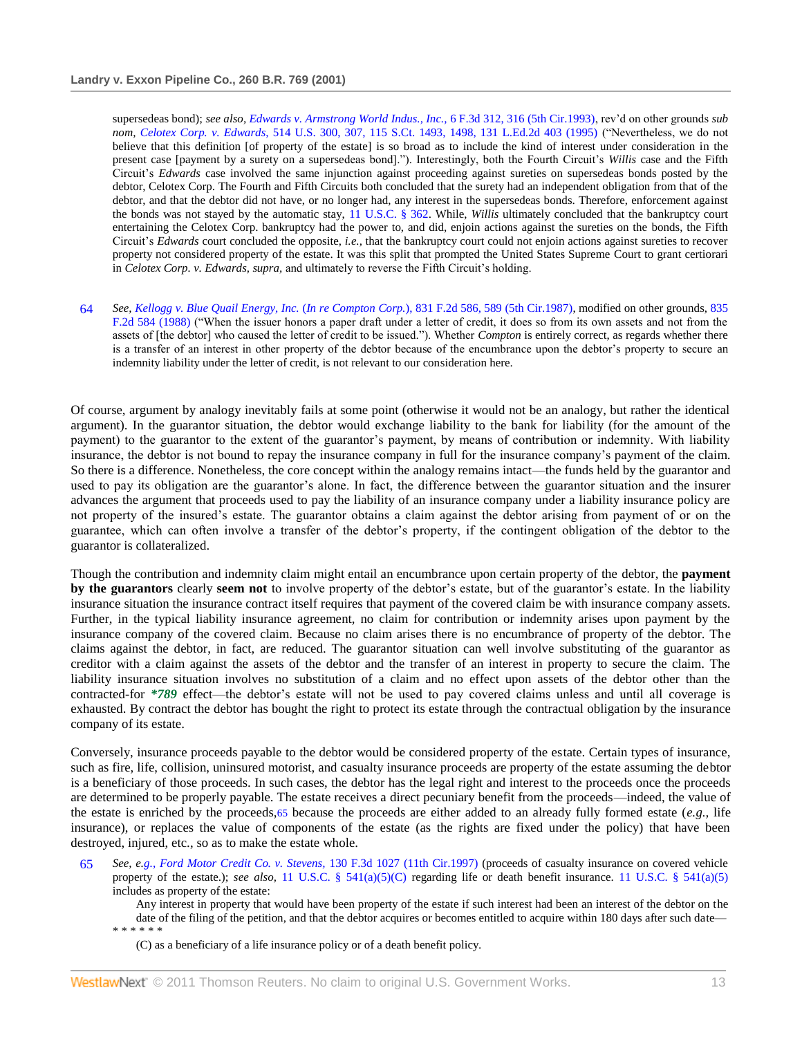supersedeas bond); *see also*, *Edwards v. Armstrong World Indus., Inc.,* 6 F.3d 312, 316 (5th Cir.1993), rev'd on other grounds *sub nom*, *Celotex Corp. v. Edwards,* 514 U.S. 300, 307, 115 S.Ct. 1493, 1498, 131 L.Ed.2d 403 (1995) ("Nevertheless, we do not believe that this definition [of property of the estate] is so broad as to include the kind of interest under consideration in the present case [payment by a surety on a supersedeas bond]."). Interestingly, both the Fourth Circuit's *Willis* case and the Fifth Circuit's *Edwards* case involved the same injunction against proceeding against sureties on supersedeas bonds posted by the debtor, Celotex Corp. The Fourth and Fifth Circuits both concluded that the surety had an independent obligation from that of the debtor, and that the debtor did not have, or no longer had, any interest in the supersedeas bonds. Therefore, enforcement against the bonds was not stayed by the automatic stay, 11 U.S.C. § 362. While, *Willis* ultimately concluded that the bankruptcy court entertaining the Celotex Corp. bankruptcy had the power to, and did, enjoin actions against the sureties on the bonds, the Fifth Circuit's *Edwards* court concluded the opposite, *i.e.*, that the bankruptcy court could not enjoin actions against sureties to recover property not considered property of the estate. It was this split that prompted the United States Supreme Court to grant certiorari in *Celotex Corp. v. Edwards, supra,* and ultimately to reverse the Fifth Circuit's holding.

64 *See, Kellogg v. Blue Quail Energy, Inc. (In re Compton Corp.),* 831 F.2d 586, 589 (5th Cir.1987), modified on other grounds, 835 F.2d 584 (1988) ("When the issuer honors a paper draft under a letter of credit, it does so from its own assets and not from the assets of [the debtor] who caused the letter of credit to be issued."). Whether *Compton* is entirely correct, as regards whether there is a transfer of an interest in other property of the debtor because of the encumbrance upon the debtor's property to secure an indemnity liability under the letter of credit, is not relevant to our consideration here.

Of course, argument by analogy inevitably fails at some point (otherwise it would not be an analogy, but rather the identical argument). In the guarantor situation, the debtor would exchange liability to the bank for liability (for the amount of the payment) to the guarantor to the extent of the guarantor's payment, by means of contribution or indemnity. With liability insurance, the debtor is not bound to repay the insurance company in full for the insurance company's payment of the claim. So there is a difference. Nonetheless, the core concept within the analogy remains intact—the funds held by the guarantor and used to pay its obligation are the guarantor's alone. In fact, the difference between the guarantor situation and the insurer advances the argument that proceeds used to pay the liability of an insurance company under a liability insurance policy are not property of the insured's estate. The guarantor obtains a claim against the debtor arising from payment of or on the guarantee, which can often involve a transfer of the debtor's property, if the contingent obligation of the debtor to the guarantor is collateralized.

Though the contribution and indemnity claim might entail an encumbrance upon certain property of the debtor, the **payment by the guarantors** clearly **seem not** to involve property of the debtor's estate, but of the guarantor's estate. In the liability insurance situation the insurance contract itself requires that payment of the covered claim be with insurance company assets. Further, in the typical liability insurance agreement, no claim for contribution or indemnity arises upon payment by the insurance company of the covered claim. Because no claim arises there is no encumbrance of property of the debtor. The claims against the debtor, in fact, are reduced. The guarantor situation can well involve substituting of the guarantor as creditor with a claim against the assets of the debtor and the transfer of an interest in property to secure the claim. The liability insurance situation involves no substitution of a claim and no effect upon assets of the debtor other than the contracted-for ***789** effect—the debtor's estate will not be used to pay covered claims unless and until all coverage is exhausted. By contract the debtor has bought the right to protect its estate through the contractual obligation by the insurance company of its estate.

Conversely, insurance proceeds payable to the debtor would be considered property of the estate. Certain types of insurance, such as fire, life, collision, uninsured motorist, and casualty insurance proceeds are property of the estate assuming the debtor is a beneficiary of those proceeds. In such cases, the debtor has the legal right and interest to the proceeds once the proceeds are determined to be properly payable. The estate receives a direct pecuniary benefit from the proceeds—indeed, the value of the estate is enriched by the proceeds,[65] because the proceeds are either added to an already fully formed estate (*e.g.*, life insurance), or replaces the value of components of the estate (as the rights are fixed under the policy) that have been destroyed, injured, etc., so as to make the estate whole.

65 *See, e.g., Ford Motor Credit Co. v. Stevens,* 130 F.3d 1027 (11th Cir.1997) (proceeds of casualty insurance on covered vehicle property of the estate.); *see also,* 11 U.S.C. § 541(a)(5)(C) regarding life or death benefit insurance. 11 U.S.C. § 541(a)(5) includes as property of the estate:

> Any interest in property that would have been property of the estate if such interest had been an interest of the debtor on the date of the filing of the petition, and that the debtor acquires or becomes entitled to acquire within 180 days after such date—
>
> * * * * * *
>
> (C) as a beneficiary of a life insurance policy or of a death benefit policy.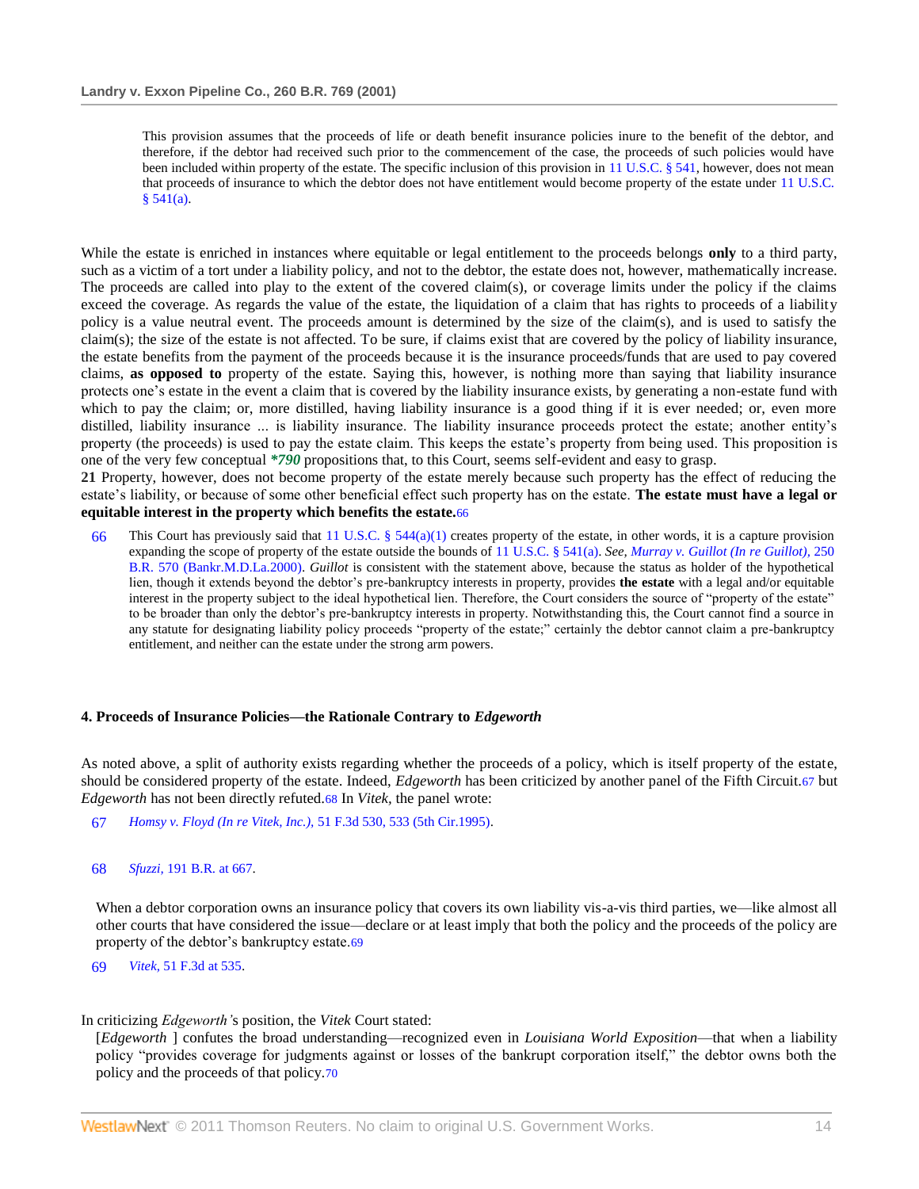> This provision assumes that the proceeds of life or death benefit insurance policies inure to the benefit of the debtor, and therefore, if the debtor had received such prior to the commencement of the case, the proceeds of such policies would have been included within property of the estate. The specific inclusion of this provision in 11 U.S.C. § 541, however, does not mean that proceeds of insurance to which the debtor does not have entitlement would become property of the estate under 11 U.S.C. § 541(a).

While the estate is enriched in instances where equitable or legal entitlement to the proceeds belongs **only** to a third party, such as a victim of a tort under a liability policy, and not to the debtor, the estate does not, however, mathematically increase. The proceeds are called into play to the extent of the covered claim(s), or coverage limits under the policy if the claims exceed the coverage. As regards the value of the estate, the liquidation of a claim that has rights to proceeds of a liability policy is a value neutral event. The proceeds amount is determined by the size of the claim(s), and is used to satisfy the claim(s); the size of the estate is not affected. To be sure, if claims exist that are covered by the policy of liability insurance, the estate benefits from the payment of the proceeds because it is the insurance proceeds/funds that are used to pay covered claims, **as opposed to** property of the estate. Saying this, however, is nothing more than saying that liability insurance protects one's estate in the event a claim that is covered by the liability insurance exists, by generating a non-estate fund with which to pay the claim; or, more distilled, having liability insurance is a good thing if it is ever needed; or, even more distilled, liability insurance ... is liability insurance. The liability insurance proceeds protect the estate; another entity's property (the proceeds) is used to pay the estate claim. This keeps the estate's property from being used. This proposition is one of the very few conceptual ***790** propositions that, to this Court, seems self-evident and easy to grasp.

**21** Property, however, does not become property of the estate merely because such property has the effect of reducing the estate's liability, or because of some other beneficial effect such property has on the estate. **The estate must have a legal or equitable interest in the property which benefits the estate.**[66]

[66] This Court has previously said that 11 U.S.C. § 544(a)(1) creates property of the estate, in other words, it is a capture provision expanding the scope of property of the estate outside the bounds of 11 U.S.C. § 541(a). *See, Murray v. Guillot (In re Guillot),* 250 B.R. 570 (Bankr.M.D.La.2000). *Guillot* is consistent with the statement above, because the status as holder of the hypothetical lien, though it extends beyond the debtor's pre-bankruptcy interests in property, provides **the estate** with a legal and/or equitable interest in the property subject to the ideal hypothetical lien. Therefore, the Court considers the source of "property of the estate" to be broader than only the debtor's pre-bankruptcy interests in property. Notwithstanding this, the Court cannot find a source in any statute for designating liability policy proceeds "property of the estate;" certainly the debtor cannot claim a pre-bankruptcy entitlement, and neither can the estate under the strong arm powers.

### 4. Proceeds of Insurance Policies—the Rationale Contrary to *Edgeworth*

As noted above, a split of authority exists regarding whether the proceeds of a policy, which is itself property of the estate, should be considered property of the estate. Indeed, *Edgeworth* has been criticized by another panel of the Fifth Circuit.[67] but *Edgeworth* has not been directly refuted.[68] In *Vitek,* the panel wrote:

[67] *Homsy v. Floyd (In re Vitek, Inc.),* 51 F.3d 530, 533 (5th Cir.1995).

[68] *Sfuzzi,* 191 B.R. at 667.

> When a debtor corporation owns an insurance policy that covers its own liability vis-a-vis third parties, we—like almost all other courts that have considered the issue—declare or at least imply that both the policy and the proceeds of the policy are property of the debtor's bankruptcy estate.[69]

[69] *Vitek,* 51 F.3d at 535.

In criticizing *Edgeworth's* position, the *Vitek* Court stated:

> [*Edgeworth* ] confutes the broad understanding—recognized even in *Louisiana World Exposition*—that when a liability policy "provides coverage for judgments against or losses of the bankrupt corporation itself," the debtor owns both the policy and the proceeds of that policy.[70]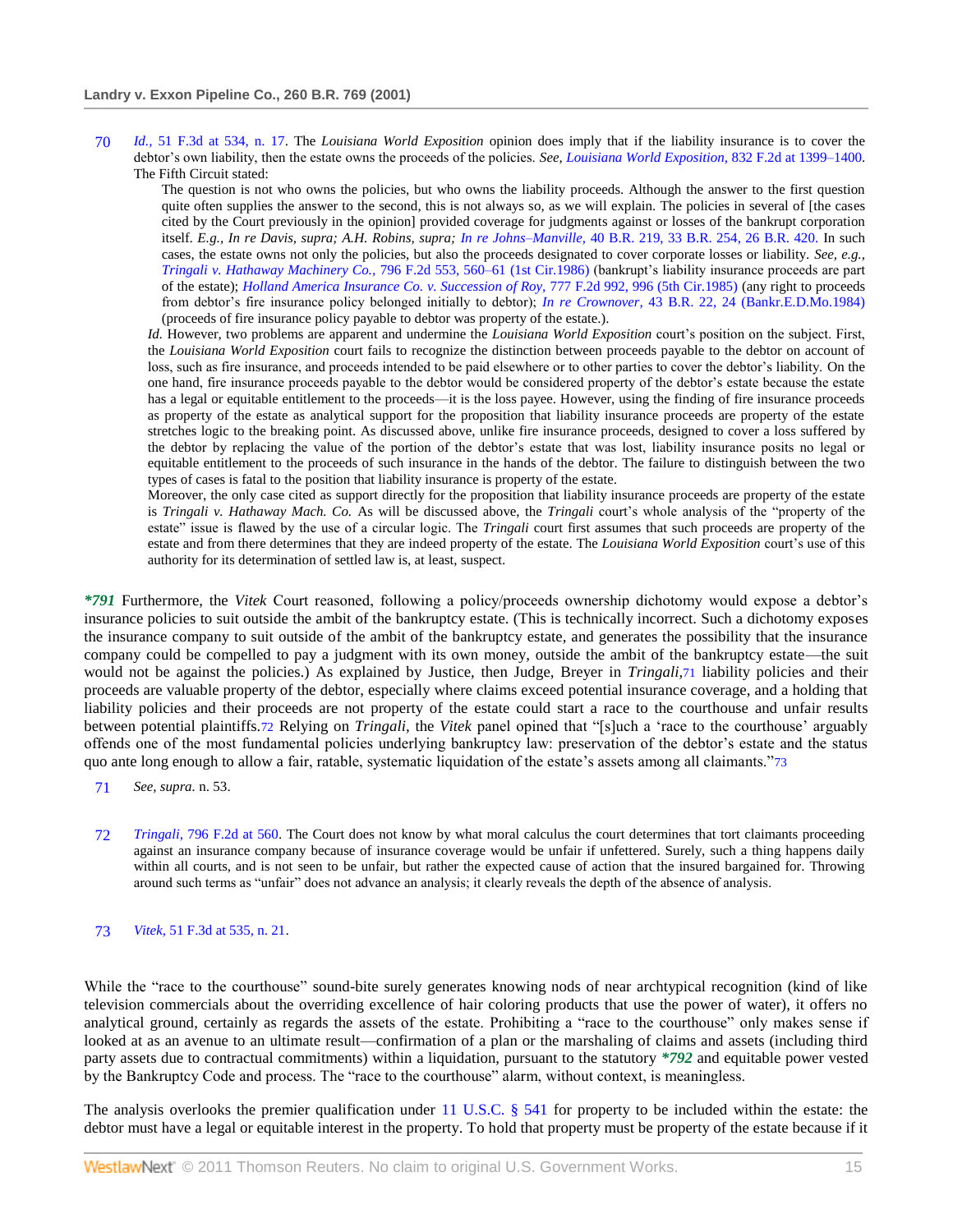70 *Id.,* 51 F.3d at 534, n. 17. The *Louisiana World Exposition* opinion does imply that if the liability insurance is to cover the debtor's own liability, then the estate owns the proceeds of the policies. *See, Louisiana World Exposition,* 832 F.2d at 1399–1400. The Fifth Circuit stated:

> The question is not who owns the policies, but who owns the liability proceeds. Although the answer to the first question quite often supplies the answer to the second, this is not always so, as we will explain. The policies in several of [the cases cited by the Court previously in the opinion] provided coverage for judgments against or losses of the bankrupt corporation itself. *E.g., In re Davis, supra; A.H. Robins, supra; In re Johns–Manville,* 40 B.R. 219, 33 B.R. 254, 26 B.R. 420. In such cases, the estate owns not only the policies, but also the proceeds designated to cover corporate losses or liability. *See, e.g., Tringali v. Hathaway Machinery Co.,* 796 F.2d 553, 560–61 (1st Cir.1986) (bankrupt's liability insurance proceeds are part of the estate); *Holland America Insurance Co. v. Succession of Roy,* 777 F.2d 992, 996 (5th Cir.1985) (any right to proceeds from debtor's fire insurance policy belonged initially to debtor); *In re Crownover,* 43 B.R. 22, 24 (Bankr.E.D.Mo.1984) (proceeds of fire insurance policy payable to debtor was property of the estate.).

*Id.* However, two problems are apparent and undermine the *Louisiana World Exposition* court's position on the subject. First, the *Louisiana World Exposition* court fails to recognize the distinction between proceeds payable to the debtor on account of loss, such as fire insurance, and proceeds intended to be paid elsewhere or to other parties to cover the debtor's liability. On the one hand, fire insurance proceeds payable to the debtor would be considered property of the debtor's estate because the estate has a legal or equitable entitlement to the proceeds—it is the loss payee. However, using the finding of fire insurance proceeds as property of the estate as analytical support for the proposition that liability insurance proceeds are property of the estate stretches logic to the breaking point. As discussed above, unlike fire insurance proceeds, designed to cover a loss suffered by the debtor by replacing the value of the portion of the debtor's estate that was lost, liability insurance posits no legal or equitable entitlement to the proceeds of such insurance in the hands of the debtor. The failure to distinguish between the two types of cases is fatal to the position that liability insurance is property of the estate.

Moreover, the only case cited as support directly for the proposition that liability insurance proceeds are property of the estate is *Tringali v. Hathaway Mach. Co.* As will be discussed above, the *Tringali* court's whole analysis of the "property of the estate" issue is flawed by the use of a circular logic. The *Tringali* court first assumes that such proceeds are property of the estate and from there determines that they are indeed property of the estate. The *Louisiana World Exposition* court's use of this authority for its determination of settled law is, at least, suspect.

***791** Furthermore, the *Vitek* Court reasoned, following a policy/proceeds ownership dichotomy would expose a debtor's insurance policies to suit outside the ambit of the bankruptcy estate. (This is technically incorrect. Such a dichotomy exposes the insurance company to suit outside of the ambit of the bankruptcy estate, and generates the possibility that the insurance company could be compelled to pay a judgment with its own money, outside the ambit of the bankruptcy estate—the suit would not be against the policies.) As explained by Justice, then Judge, Breyer in *Tringali,*[71] liability policies and their proceeds are valuable property of the debtor, especially where claims exceed potential insurance coverage, and a holding that liability policies and their proceeds are not property of the estate could start a race to the courthouse and unfair results between potential plaintiffs.[72] Relying on *Tringali,* the *Vitek* panel opined that "[s]uch a 'race to the courthouse' arguably offends one of the most fundamental policies underlying bankruptcy law: preservation of the debtor's estate and the status quo ante long enough to allow a fair, ratable, systematic liquidation of the estate's assets among all claimants."[73]

71 *See, supra.* n. 53.

72 *Tringali,* 796 F.2d at 560. The Court does not know by what moral calculus the court determines that tort claimants proceeding against an insurance company because of insurance coverage would be unfair if unfettered. Surely, such a thing happens daily within all courts, and is not seen to be unfair, but rather the expected cause of action that the insured bargained for. Throwing around such terms as "unfair" does not advance an analysis; it clearly reveals the depth of the absence of analysis.

73 *Vitek,* 51 F.3d at 535, n. 21.

While the "race to the courthouse" sound-bite surely generates knowing nods of near archtypical recognition (kind of like television commercials about the overriding excellence of hair coloring products that use the power of water), it offers no analytical ground, certainly as regards the assets of the estate. Prohibiting a "race to the courthouse" only makes sense if looked at as an avenue to an ultimate result—confirmation of a plan or the marshaling of claims and assets (including third party assets due to contractual commitments) within a liquidation, pursuant to the statutory ***792** and equitable power vested by the Bankruptcy Code and process. The "race to the courthouse" alarm, without context, is meaningless.

The analysis overlooks the premier qualification under 11 U.S.C. § 541 for property to be included within the estate: the debtor must have a legal or equitable interest in the property. To hold that property must be property of the estate because if it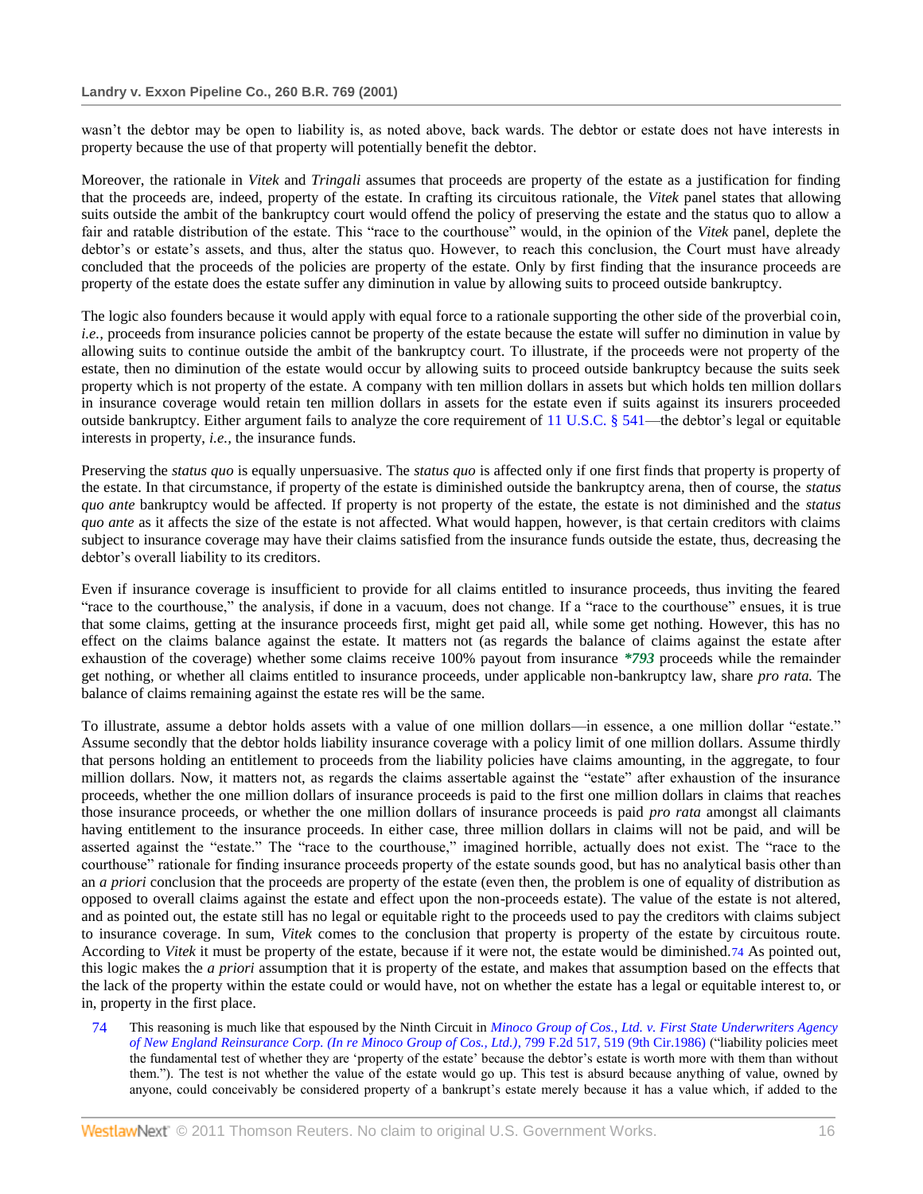wasn't the debtor may be open to liability is, as noted above, back wards. The debtor or estate does not have interests in property because the use of that property will potentially benefit the debtor.

Moreover, the rationale in *Vitek* and *Tringali* assumes that proceeds are property of the estate as a justification for finding that the proceeds are, indeed, property of the estate. In crafting its circuitous rationale, the *Vitek* panel states that allowing suits outside the ambit of the bankruptcy court would offend the policy of preserving the estate and the status quo to allow a fair and ratable distribution of the estate. This "race to the courthouse" would, in the opinion of the *Vitek* panel, deplete the debtor's or estate's assets, and thus, alter the status quo. However, to reach this conclusion, the Court must have already concluded that the proceeds of the policies are property of the estate. Only by first finding that the insurance proceeds are property of the estate does the estate suffer any diminution in value by allowing suits to proceed outside bankruptcy.

The logic also founders because it would apply with equal force to a rationale supporting the other side of the proverbial coin, *i.e.,* proceeds from insurance policies cannot be property of the estate because the estate will suffer no diminution in value by allowing suits to continue outside the ambit of the bankruptcy court. To illustrate, if the proceeds were not property of the estate, then no diminution of the estate would occur by allowing suits to proceed outside bankruptcy because the suits seek property which is not property of the estate. A company with ten million dollars in assets but which holds ten million dollars in insurance coverage would retain ten million dollars in assets for the estate even if suits against its insurers proceeded outside bankruptcy. Either argument fails to analyze the core requirement of 11 U.S.C. § 541—the debtor's legal or equitable interests in property, *i.e.,* the insurance funds.

Preserving the *status quo* is equally unpersuasive. The *status quo* is affected only if one first finds that property is property of the estate. In that circumstance, if property of the estate is diminished outside the bankruptcy arena, then of course, the *status quo ante* bankruptcy would be affected. If property is not property of the estate, the estate is not diminished and the *status quo ante* as it affects the size of the estate is not affected. What would happen, however, is that certain creditors with claims subject to insurance coverage may have their claims satisfied from the insurance funds outside the estate, thus, decreasing the debtor's overall liability to its creditors.

Even if insurance coverage is insufficient to provide for all claims entitled to insurance proceeds, thus inviting the feared "race to the courthouse," the analysis, if done in a vacuum, does not change. If a "race to the courthouse" ensues, it is true that some claims, getting at the insurance proceeds first, might get paid all, while some get nothing. However, this has no effect on the claims balance against the estate. It matters not (as regards the balance of claims against the estate after exhaustion of the coverage) whether some claims receive 100% payout from insurance ***793** proceeds while the remainder get nothing, or whether all claims entitled to insurance proceeds, under applicable non-bankruptcy law, share *pro rata.* The balance of claims remaining against the estate res will be the same.

To illustrate, assume a debtor holds assets with a value of one million dollars—in essence, a one million dollar "estate." Assume secondly that the debtor holds liability insurance coverage with a policy limit of one million dollars. Assume thirdly that persons holding an entitlement to proceeds from the liability policies have claims amounting, in the aggregate, to four million dollars. Now, it matters not, as regards the claims assertable against the "estate" after exhaustion of the insurance proceeds, whether the one million dollars of insurance proceeds is paid to the first one million dollars in claims that reaches those insurance proceeds, or whether the one million dollars of insurance proceeds is paid *pro rata* amongst all claimants having entitlement to the insurance proceeds. In either case, three million dollars in claims will not be paid, and will be asserted against the "estate." The "race to the courthouse," imagined horrible, actually does not exist. The "race to the courthouse" rationale for finding insurance proceeds property of the estate sounds good, but has no analytical basis other than an *a priori* conclusion that the proceeds are property of the estate (even then, the problem is one of equality of distribution as opposed to overall claims against the estate and effect upon the non-proceeds estate). The value of the estate is not altered, and as pointed out, the estate still has no legal or equitable right to the proceeds used to pay the creditors with claims subject to insurance coverage. In sum, *Vitek* comes to the conclusion that property is property of the estate by circuitous route. According to *Vitek* it must be property of the estate, because if it were not, the estate would be diminished.[74] As pointed out, this logic makes the *a priori* assumption that it is property of the estate, and makes that assumption based on the effects that the lack of the property within the estate could or would have, not on whether the estate has a legal or equitable interest to, or in, property in the first place.

74 This reasoning is much like that espoused by the Ninth Circuit in *Minoco Group of Cos., Ltd. v. First State Underwriters Agency of New England Reinsurance Corp. (In re Minoco Group of Cos., Ltd.),* 799 F.2d 517, 519 (9th Cir.1986) ("liability policies meet the fundamental test of whether they are 'property of the estate' because the debtor's estate is worth more with them than without them."). The test is not whether the value of the estate would go up. This test is absurd because anything of value, owned by anyone, could conceivably be considered property of a bankrupt's estate merely because it has a value which, if added to the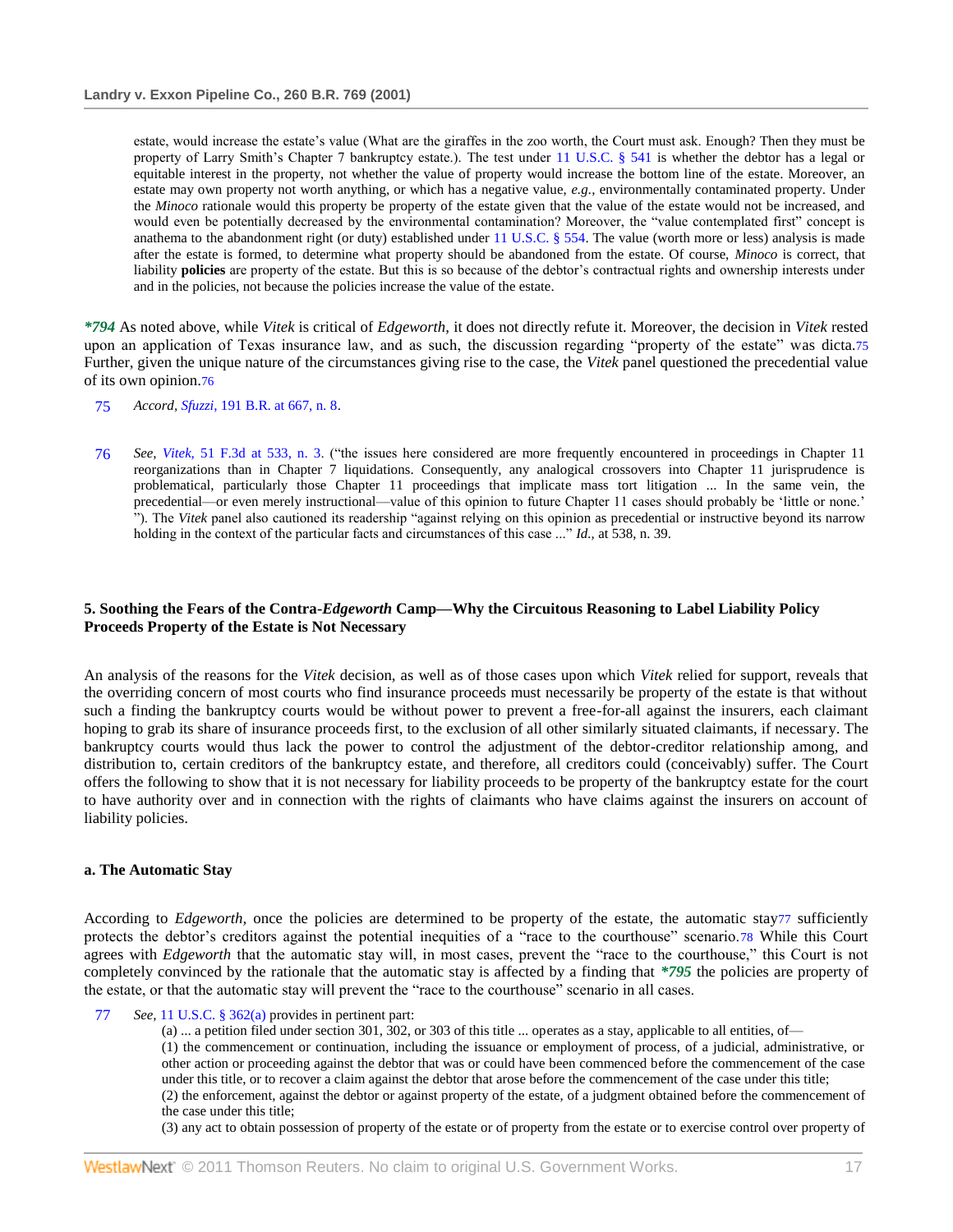estate, would increase the estate's value (What are the giraffes in the zoo worth, the Court must ask. Enough? Then they must be property of Larry Smith's Chapter 7 bankruptcy estate.). The test under 11 U.S.C. § 541 is whether the debtor has a legal or equitable interest in the property, not whether the value of property would increase the bottom line of the estate. Moreover, an estate may own property not worth anything, or which has a negative value, *e.g.*, environmentally contaminated property. Under the *Minoco* rationale would this property be property of the estate given that the value of the estate would not be increased, and would even be potentially decreased by the environmental contamination? Moreover, the "value contemplated first" concept is anathema to the abandonment right (or duty) established under 11 U.S.C. § 554. The value (worth more or less) analysis is made after the estate is formed, to determine what property should be abandoned from the estate. Of course, *Minoco* is correct, that liability **policies** are property of the estate. But this is so because of the debtor's contractual rights and ownership interests under and in the policies, not because the policies increase the value of the estate.

***794** As noted above, while *Vitek* is critical of *Edgeworth,* it does not directly refute it. Moreover, the decision in *Vitek* rested upon an application of Texas insurance law, and as such, the discussion regarding "property of the estate" was dicta.[75] Further, given the unique nature of the circumstances giving rise to the case, the *Vitek* panel questioned the precedential value of its own opinion.[76]

75 *Accord, Sfuzzi,* 191 B.R. at 667, n. 8.

76 *See, Vitek,* 51 F.3d at 533, n. 3. ("the issues here considered are more frequently encountered in proceedings in Chapter 11 reorganizations than in Chapter 7 liquidations. Consequently, any analogical crossovers into Chapter 11 jurisprudence is problematical, particularly those Chapter 11 proceedings that implicate mass tort litigation ... In the same vein, the precedential—or even merely instructional—value of this opinion to future Chapter 11 cases should probably be 'little or none.' "). The *Vitek* panel also cautioned its readership "against relying on this opinion as precedential or instructive beyond its narrow holding in the context of the particular facts and circumstances of this case ..." *Id.,* at 538, n. 39.

### 5. Soothing the Fears of the Contra-*Edgeworth* Camp—Why the Circuitous Reasoning to Label Liability Policy Proceeds Property of the Estate is Not Necessary

An analysis of the reasons for the *Vitek* decision, as well as of those cases upon which *Vitek* relied for support, reveals that the overriding concern of most courts who find insurance proceeds must necessarily be property of the estate is that without such a finding the bankruptcy courts would be without power to prevent a free-for-all against the insurers, each claimant hoping to grab its share of insurance proceeds first, to the exclusion of all other similarly situated claimants, if necessary. The bankruptcy courts would thus lack the power to control the adjustment of the debtor-creditor relationship among, and distribution to, certain creditors of the bankruptcy estate, and therefore, all creditors could (conceivably) suffer. The Court offers the following to show that it is not necessary for liability proceeds to be property of the bankruptcy estate for the court to have authority over and in connection with the rights of claimants who have claims against the insurers on account of liability policies.

#### a. The Automatic Stay

According to *Edgeworth,* once the policies are determined to be property of the estate, the automatic stay[77] sufficiently protects the debtor's creditors against the potential inequities of a "race to the courthouse" scenario.[78] While this Court agrees with *Edgeworth* that the automatic stay will, in most cases, prevent the "race to the courthouse," this Court is not completely convinced by the rationale that the automatic stay is affected by a finding that ***795** the policies are property of the estate, or that the automatic stay will prevent the "race to the courthouse" scenario in all cases.

77 *See,* 11 U.S.C. § 362(a) provides in pertinent part:

(a) ... a petition filed under section 301, 302, or 303 of this title ... operates as a stay, applicable to all entities, of—

(1) the commencement or continuation, including the issuance or employment of process, of a judicial, administrative, or other action or proceeding against the debtor that was or could have been commenced before the commencement of the case under this title, or to recover a claim against the debtor that arose before the commencement of the case under this title;

(2) the enforcement, against the debtor or against property of the estate, of a judgment obtained before the commencement of the case under this title;

(3) any act to obtain possession of property of the estate or of property from the estate or to exercise control over property of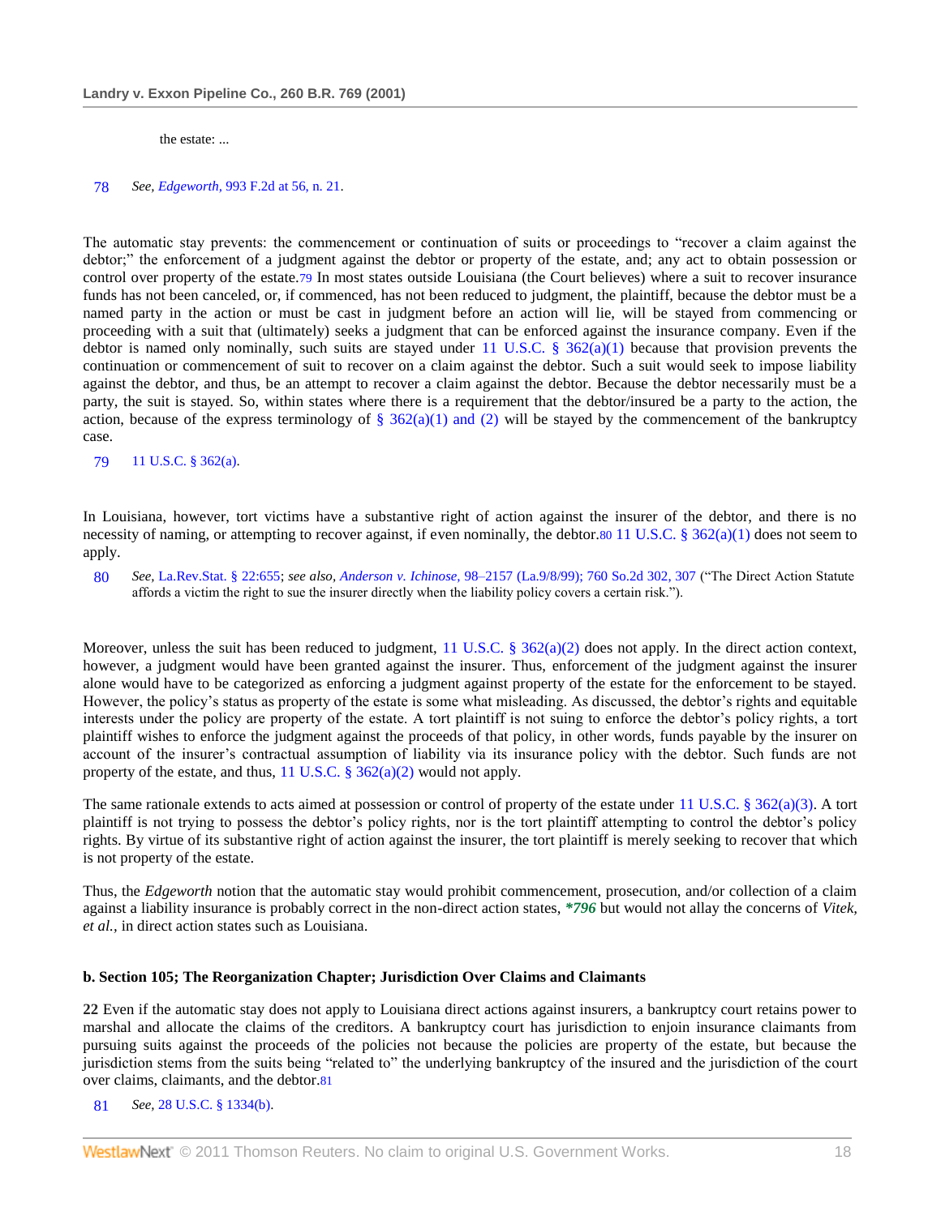the estate: ...

78 *See, Edgeworth,* 993 F.2d at 56, n. 21.

The automatic stay prevents: the commencement or continuation of suits or proceedings to "recover a claim against the debtor;" the enforcement of a judgment against the debtor or property of the estate, and; any act to obtain possession or control over property of the estate.[79] In most states outside Louisiana (the Court believes) where a suit to recover insurance funds has not been canceled, or, if commenced, has not been reduced to judgment, the plaintiff, because the debtor must be a named party in the action or must be cast in judgment before an action will lie, will be stayed from commencing or proceeding with a suit that (ultimately) seeks a judgment that can be enforced against the insurance company. Even if the debtor is named only nominally, such suits are stayed under 11 U.S.C. § 362(a)(1) because that provision prevents the continuation or commencement of suit to recover on a claim against the debtor. Such a suit would seek to impose liability against the debtor, and thus, be an attempt to recover a claim against the debtor. Because the debtor necessarily must be a party, the suit is stayed. So, within states where there is a requirement that the debtor/insured be a party to the action, the action, because of the express terminology of § 362(a)(1) and (2) will be stayed by the commencement of the bankruptcy case.

79 11 U.S.C. § 362(a).

In Louisiana, however, tort victims have a substantive right of action against the insurer of the debtor, and there is no necessity of naming, or attempting to recover against, if even nominally, the debtor.[80] 11 U.S.C. § 362(a)(1) does not seem to apply.

80 *See,* La.Rev.Stat. § 22:655; *see also, Anderson v. Ichinose,* 98–2157 (La.9/8/99); 760 So.2d 302, 307 ("The Direct Action Statute affords a victim the right to sue the insurer directly when the liability policy covers a certain risk.").

Moreover, unless the suit has been reduced to judgment, 11 U.S.C. § 362(a)(2) does not apply. In the direct action context, however, a judgment would have been granted against the insurer. Thus, enforcement of the judgment against the insurer alone would have to be categorized as enforcing a judgment against property of the estate for the enforcement to be stayed. However, the policy's status as property of the estate is some what misleading. As discussed, the debtor's rights and equitable interests under the policy are property of the estate. A tort plaintiff is not suing to enforce the debtor's policy rights, a tort plaintiff wishes to enforce the judgment against the proceeds of that policy, in other words, funds payable by the insurer on account of the insurer's contractual assumption of liability via its insurance policy with the debtor. Such funds are not property of the estate, and thus, 11 U.S.C. § 362(a)(2) would not apply.

The same rationale extends to acts aimed at possession or control of property of the estate under 11 U.S.C. § 362(a)(3). A tort plaintiff is not trying to possess the debtor's policy rights, nor is the tort plaintiff attempting to control the debtor's policy rights. By virtue of its substantive right of action against the insurer, the tort plaintiff is merely seeking to recover that which is not property of the estate.

Thus, the *Edgeworth* notion that the automatic stay would prohibit commencement, prosecution, and/or collection of a claim against a liability insurance is probably correct in the non-direct action states, ***796** but would not allay the concerns of *Vitek, et al.,* in direct action states such as Louisiana.

**b. Section 105; The Reorganization Chapter; Jurisdiction Over Claims and Claimants**

**22** Even if the automatic stay does not apply to Louisiana direct actions against insurers, a bankruptcy court retains power to marshal and allocate the claims of the creditors. A bankruptcy court has jurisdiction to enjoin insurance claimants from pursuing suits against the proceeds of the policies not because the policies are property of the estate, but because the jurisdiction stems from the suits being "related to" the underlying bankruptcy of the insured and the jurisdiction of the court over claims, claimants, and the debtor.[81]

81 *See,* 28 U.S.C. § 1334(b).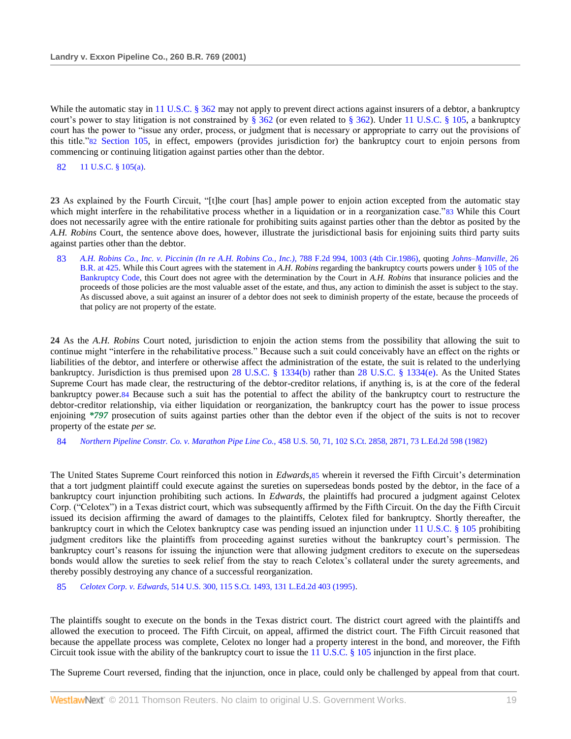While the automatic stay in 11 U.S.C. § 362 may not apply to prevent direct actions against insurers of a debtor, a bankruptcy court's power to stay litigation is not constrained by § 362 (or even related to § 362). Under 11 U.S.C. § 105, a bankruptcy court has the power to "issue any order, process, or judgment that is necessary or appropriate to carry out the provisions of this title."[82] Section 105, in effect, empowers (provides jurisdiction for) the bankruptcy court to enjoin persons from commencing or continuing litigation against parties other than the debtor.

82 11 U.S.C. § 105(a).

**23** As explained by the Fourth Circuit, "[t]he court [has] ample power to enjoin action excepted from the automatic stay which might interfere in the rehabilitative process whether in a liquidation or in a reorganization case."[83] While this Court does not necessarily agree with the entire rationale for prohibiting suits against parties other than the debtor as posited by the *A.H. Robins* Court, the sentence above does, however, illustrate the jurisdictional basis for enjoining suits third party suits against parties other than the debtor.

83 *A.H. Robins Co., Inc. v. Piccinin (In re A.H. Robins Co., Inc.),* 788 F.2d 994, 1003 (4th Cir.1986), quoting *Johns–Manville,* 26 B.R. at 425. While this Court agrees with the statement in *A.H. Robins* regarding the bankruptcy courts powers under § 105 of the Bankruptcy Code, this Court does not agree with the determination by the Court in *A.H. Robins* that insurance policies and the proceeds of those policies are the most valuable asset of the estate, and thus, any action to diminish the asset is subject to the stay. As discussed above, a suit against an insurer of a debtor does not seek to diminish property of the estate, because the proceeds of that policy are not property of the estate.

**24** As the *A.H. Robins* Court noted, jurisdiction to enjoin the action stems from the possibility that allowing the suit to continue might "interfere in the rehabilitative process." Because such a suit could conceivably have an effect on the rights or liabilities of the debtor, and interfere or otherwise affect the administration of the estate, the suit is related to the underlying bankruptcy. Jurisdiction is thus premised upon 28 U.S.C. § 1334(b) rather than 28 U.S.C. § 1334(e). As the United States Supreme Court has made clear, the restructuring of the debtor-creditor relations, if anything is, is at the core of the federal bankruptcy power.[84] Because such a suit has the potential to affect the ability of the bankruptcy court to restructure the debtor-creditor relationship, via either liquidation or reorganization, the bankruptcy court has the power to issue process enjoining ***797** prosecution of suits against parties other than the debtor even if the object of the suits is not to recover property of the estate *per se.*

84 *Northern Pipeline Constr. Co. v. Marathon Pipe Line Co.,* 458 U.S. 50, 71, 102 S.Ct. 2858, 2871, 73 L.Ed.2d 598 (1982)

The United States Supreme Court reinforced this notion in *Edwards,*[85] wherein it reversed the Fifth Circuit's determination that a tort judgment plaintiff could execute against the sureties on supersedeas bonds posted by the debtor, in the face of a bankruptcy court injunction prohibiting such actions. In *Edwards,* the plaintiffs had procured a judgment against Celotex Corp. ("Celotex") in a Texas district court, which was subsequently affirmed by the Fifth Circuit. On the day the Fifth Circuit issued its decision affirming the award of damages to the plaintiffs, Celotex filed for bankruptcy. Shortly thereafter, the bankruptcy court in which the Celotex bankruptcy case was pending issued an injunction under 11 U.S.C. § 105 prohibiting judgment creditors like the plaintiffs from proceeding against sureties without the bankruptcy court's permission. The bankruptcy court's reasons for issuing the injunction were that allowing judgment creditors to execute on the supersedeas bonds would allow the sureties to seek relief from the stay to reach Celotex's collateral under the surety agreements, and thereby possibly destroying any chance of a successful reorganization.

85 *Celotex Corp. v. Edwards,* 514 U.S. 300, 115 S.Ct. 1493, 131 L.Ed.2d 403 (1995).

The plaintiffs sought to execute on the bonds in the Texas district court. The district court agreed with the plaintiffs and allowed the execution to proceed. The Fifth Circuit, on appeal, affirmed the district court. The Fifth Circuit reasoned that because the appellate process was complete, Celotex no longer had a property interest in the bond, and moreover, the Fifth Circuit took issue with the ability of the bankruptcy court to issue the 11 U.S.C. § 105 injunction in the first place.

The Supreme Court reversed, finding that the injunction, once in place, could only be challenged by appeal from that court.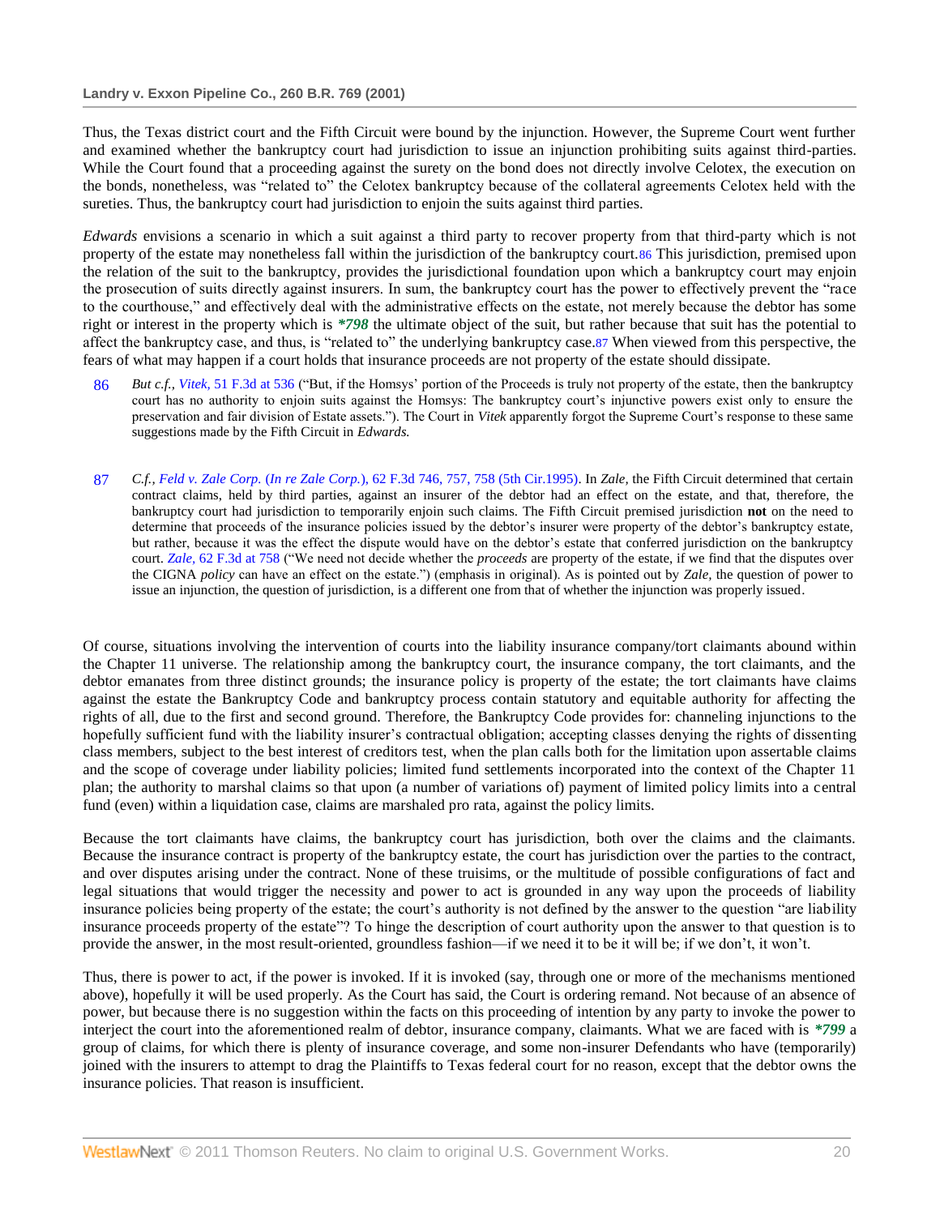Thus, the Texas district court and the Fifth Circuit were bound by the injunction. However, the Supreme Court went further and examined whether the bankruptcy court had jurisdiction to issue an injunction prohibiting suits against third-parties. While the Court found that a proceeding against the surety on the bond does not directly involve Celotex, the execution on the bonds, nonetheless, was "related to" the Celotex bankruptcy because of the collateral agreements Celotex held with the sureties. Thus, the bankruptcy court had jurisdiction to enjoin the suits against third parties.

*Edwards* envisions a scenario in which a suit against a third party to recover property from that third-party which is not property of the estate may nonetheless fall within the jurisdiction of the bankruptcy court.86 This jurisdiction, premised upon the relation of the suit to the bankruptcy, provides the jurisdictional foundation upon which a bankruptcy court may enjoin the prosecution of suits directly against insurers. In sum, the bankruptcy court has the power to effectively prevent the "race to the courthouse," and effectively deal with the administrative effects on the estate, not merely because the debtor has some right or interest in the property which is ***798** the ultimate object of the suit, but rather because that suit has the potential to affect the bankruptcy case, and thus, is "related to" the underlying bankruptcy case.87 When viewed from this perspective, the fears of what may happen if a court holds that insurance proceeds are not property of the estate should dissipate.

86 *But c.f., Vitek,* 51 F.3d at 536 ("But, if the Homsys' portion of the Proceeds is truly not property of the estate, then the bankruptcy court has no authority to enjoin suits against the Homsys: The bankruptcy court's injunctive powers exist only to ensure the preservation and fair division of Estate assets."). The Court in *Vitek* apparently forgot the Supreme Court's response to these same suggestions made by the Fifth Circuit in *Edwards.*

87 *C.f., Feld v. Zale Corp.* (*In re Zale Corp.*), 62 F.3d 746, 757, 758 (5th Cir.1995). In *Zale,* the Fifth Circuit determined that certain contract claims, held by third parties, against an insurer of the debtor had an effect on the estate, and that, therefore, the bankruptcy court had jurisdiction to temporarily enjoin such claims. The Fifth Circuit premised jurisdiction **not** on the need to determine that proceeds of the insurance policies issued by the debtor's insurer were property of the debtor's bankruptcy estate, but rather, because it was the effect the dispute would have on the debtor's estate that conferred jurisdiction on the bankruptcy court. *Zale,* 62 F.3d at 758 ("We need not decide whether the *proceeds* are property of the estate, if we find that the disputes over the CIGNA *policy* can have an effect on the estate.") (emphasis in original). As is pointed out by *Zale,* the question of power to issue an injunction, the question of jurisdiction, is a different one from that of whether the injunction was properly issued.

Of course, situations involving the intervention of courts into the liability insurance company/tort claimants abound within the Chapter 11 universe. The relationship among the bankruptcy court, the insurance company, the tort claimants, and the debtor emanates from three distinct grounds; the insurance policy is property of the estate; the tort claimants have claims against the estate the Bankruptcy Code and bankruptcy process contain statutory and equitable authority for affecting the rights of all, due to the first and second ground. Therefore, the Bankruptcy Code provides for: channeling injunctions to the hopefully sufficient fund with the liability insurer's contractual obligation; accepting classes denying the rights of dissenting class members, subject to the best interest of creditors test, when the plan calls both for the limitation upon assertable claims and the scope of coverage under liability policies; limited fund settlements incorporated into the context of the Chapter 11 plan; the authority to marshal claims so that upon (a number of variations of) payment of limited policy limits into a central fund (even) within a liquidation case, claims are marshaled pro rata, against the policy limits.

Because the tort claimants have claims, the bankruptcy court has jurisdiction, both over the claims and the claimants. Because the insurance contract is property of the bankruptcy estate, the court has jurisdiction over the parties to the contract, and over disputes arising under the contract. None of these truisims, or the multitude of possible configurations of fact and legal situations that would trigger the necessity and power to act is grounded in any way upon the proceeds of liability insurance policies being property of the estate; the court's authority is not defined by the answer to the question "are liability insurance proceeds property of the estate"? To hinge the description of court authority upon the answer to that question is to provide the answer, in the most result-oriented, groundless fashion—if we need it to be it will be; if we don't, it won't.

Thus, there is power to act, if the power is invoked. If it is invoked (say, through one or more of the mechanisms mentioned above), hopefully it will be used properly. As the Court has said, the Court is ordering remand. Not because of an absence of power, but because there is no suggestion within the facts on this proceeding of intention by any party to invoke the power to interject the court into the aforementioned realm of debtor, insurance company, claimants. What we are faced with is ***799** a group of claims, for which there is plenty of insurance coverage, and some non-insurer Defendants who have (temporarily) joined with the insurers to attempt to drag the Plaintiffs to Texas federal court for no reason, except that the debtor owns the insurance policies. That reason is insufficient.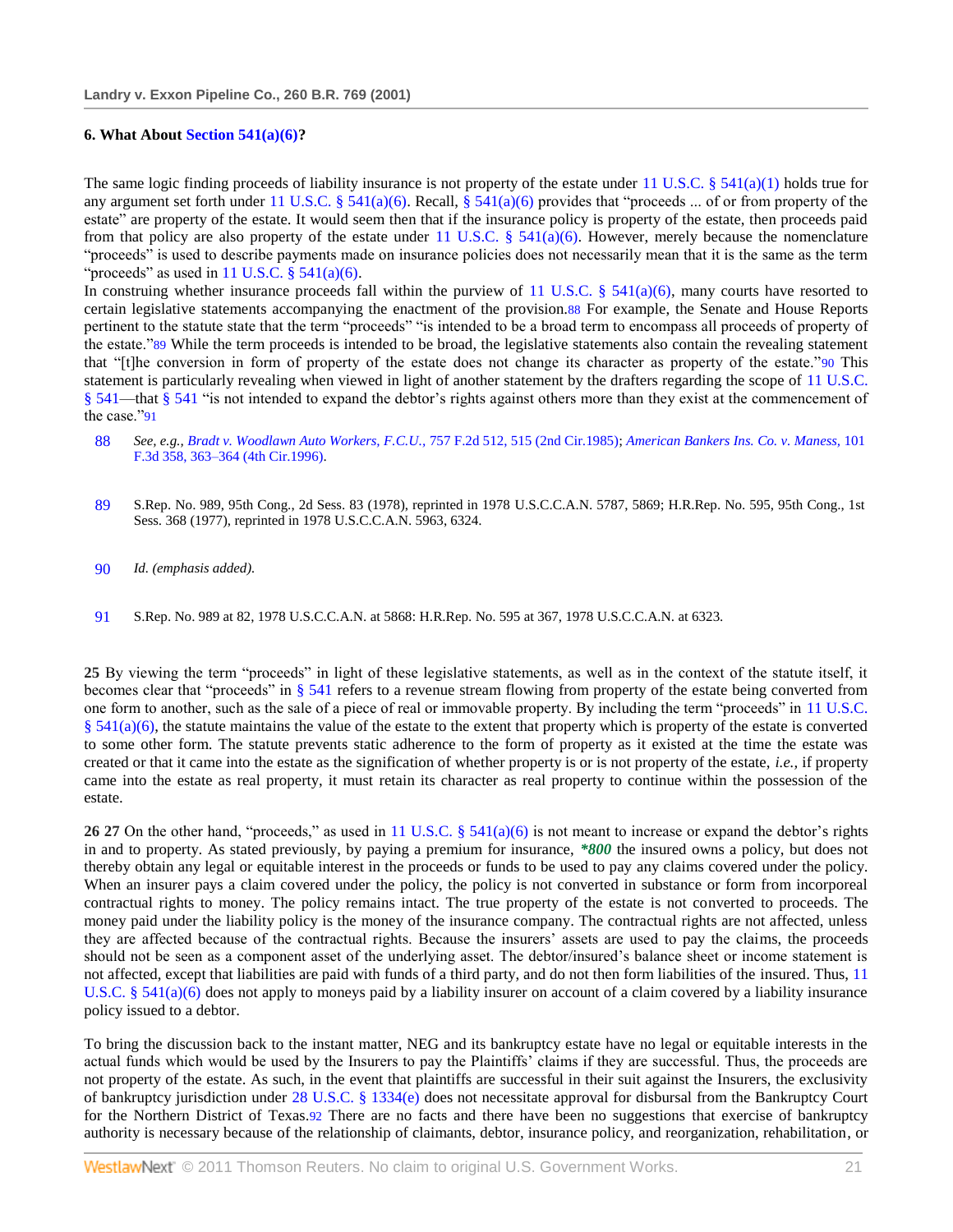### 6. What About Section 541(a)(6)?

The same logic finding proceeds of liability insurance is not property of the estate under 11 U.S.C. § 541(a)(1) holds true for any argument set forth under 11 U.S.C. § 541(a)(6). Recall, § 541(a)(6) provides that "proceeds ... of or from property of the estate" are property of the estate. It would seem then that if the insurance policy is property of the estate, then proceeds paid from that policy are also property of the estate under 11 U.S.C. § 541(a)(6). However, merely because the nomenclature "proceeds" is used to describe payments made on insurance policies does not necessarily mean that it is the same as the term "proceeds" as used in 11 U.S.C. § 541(a)(6).

In construing whether insurance proceeds fall within the purview of 11 U.S.C. § 541(a)(6), many courts have resorted to certain legislative statements accompanying the enactment of the provision.[88] For example, the Senate and House Reports pertinent to the statute state that the term "proceeds" "is intended to be a broad term to encompass all proceeds of property of the estate."[89] While the term proceeds is intended to be broad, the legislative statements also contain the revealing statement that "[t]he conversion in form of property of the estate does not change its character as property of the estate."[90] This statement is particularly revealing when viewed in light of another statement by the drafters regarding the scope of 11 U.S.C. § 541—that § 541 "is not intended to expand the debtor's rights against others more than they exist at the commencement of the case."[91]

88 *See, e.g., Bradt v. Woodlawn Auto Workers, F.C.U.,* 757 F.2d 512, 515 (2nd Cir.1985); *American Bankers Ins. Co. v. Maness,* 101 F.3d 358, 363–364 (4th Cir.1996).

89 S.Rep. No. 989, 95th Cong., 2d Sess. 83 (1978), reprinted in 1978 U.S.C.C.A.N. 5787, 5869; H.R.Rep. No. 595, 95th Cong., 1st Sess. 368 (1977), reprinted in 1978 U.S.C.C.A.N. 5963, 6324.

90 *Id. (emphasis added).*

91 S.Rep. No. 989 at 82, 1978 U.S.C.C.A.N. at 5868: H.R.Rep. No. 595 at 367, 1978 U.S.C.C.A.N. at 6323.

**25** By viewing the term "proceeds" in light of these legislative statements, as well as in the context of the statute itself, it becomes clear that "proceeds" in § 541 refers to a revenue stream flowing from property of the estate being converted from one form to another, such as the sale of a piece of real or immovable property. By including the term "proceeds" in 11 U.S.C. § 541(a)(6), the statute maintains the value of the estate to the extent that property which is property of the estate is converted to some other form. The statute prevents static adherence to the form of property as it existed at the time the estate was created or that it came into the estate as the signification of whether property is or is not property of the estate, *i.e.,* if property came into the estate as real property, it must retain its character as real property to continue within the possession of the estate.

**26 27** On the other hand, "proceeds," as used in 11 U.S.C. § 541(a)(6) is not meant to increase or expand the debtor's rights in and to property. As stated previously, by paying a premium for insurance, ***800** the insured owns a policy, but does not thereby obtain any legal or equitable interest in the proceeds or funds to be used to pay any claims covered under the policy. When an insurer pays a claim covered under the policy, the policy is not converted in substance or form from incorporeal contractual rights to money. The policy remains intact. The true property of the estate is not converted to proceeds. The money paid under the liability policy is the money of the insurance company. The contractual rights are not affected, unless they are affected because of the contractual rights. Because the insurers' assets are used to pay the claims, the proceeds should not be seen as a component asset of the underlying asset. The debtor/insured's balance sheet or income statement is not affected, except that liabilities are paid with funds of a third party, and do not then form liabilities of the insured. Thus, 11 U.S.C. § 541(a)(6) does not apply to moneys paid by a liability insurer on account of a claim covered by a liability insurance policy issued to a debtor.

To bring the discussion back to the instant matter, NEG and its bankruptcy estate have no legal or equitable interests in the actual funds which would be used by the Insurers to pay the Plaintiffs' claims if they are successful. Thus, the proceeds are not property of the estate. As such, in the event that plaintiffs are successful in their suit against the Insurers, the exclusivity of bankruptcy jurisdiction under 28 U.S.C. § 1334(e) does not necessitate approval for disbursal from the Bankruptcy Court for the Northern District of Texas.[92] There are no facts and there have been no suggestions that exercise of bankruptcy authority is necessary because of the relationship of claimants, debtor, insurance policy, and reorganization, rehabilitation, or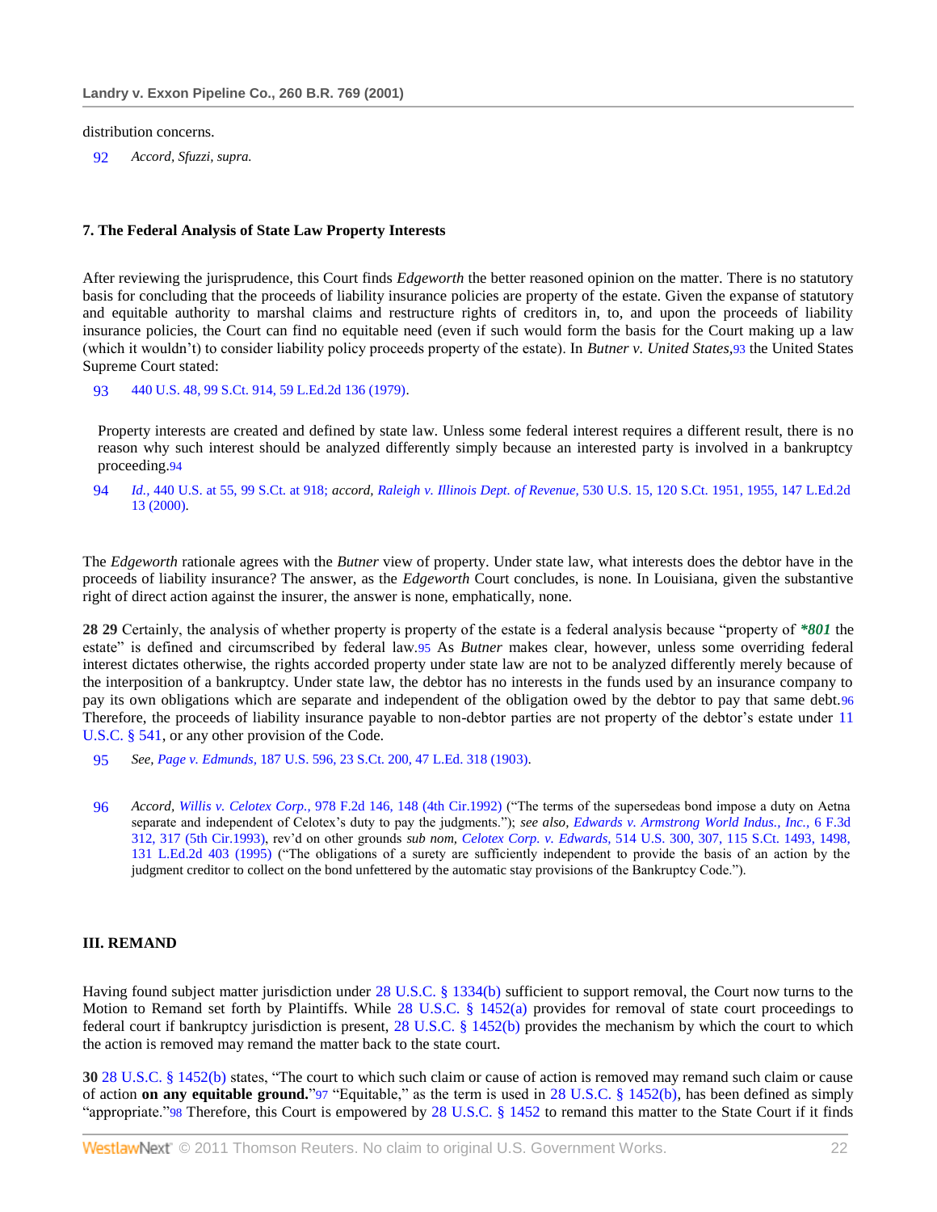distribution concerns.

92 *Accord, Sfuzzi, supra.*

### 7. The Federal Analysis of State Law Property Interests

After reviewing the jurisprudence, this Court finds *Edgeworth* the better reasoned opinion on the matter. There is no statutory basis for concluding that the proceeds of liability insurance policies are property of the estate. Given the expanse of statutory and equitable authority to marshal claims and restructure rights of creditors in, to, and upon the proceeds of liability insurance policies, the Court can find no equitable need (even if such would form the basis for the Court making up a law (which it wouldn't) to consider liability policy proceeds property of the estate). In *Butner v. United States,*[93] the United States Supreme Court stated:

93 440 U.S. 48, 99 S.Ct. 914, 59 L.Ed.2d 136 (1979).

> Property interests are created and defined by state law. Unless some federal interest requires a different result, there is no reason why such interest should be analyzed differently simply because an interested party is involved in a bankruptcy proceeding.[94]

94 *Id.,* 440 U.S. at 55, 99 S.Ct. at 918; *accord, Raleigh v. Illinois Dept. of Revenue,* 530 U.S. 15, 120 S.Ct. 1951, 1955, 147 L.Ed.2d 13 (2000).

The *Edgeworth* rationale agrees with the *Butner* view of property. Under state law, what interests does the debtor have in the proceeds of liability insurance? The answer, as the *Edgeworth* Court concludes, is none. In Louisiana, given the substantive right of direct action against the insurer, the answer is none, emphatically, none.

**28 29** Certainly, the analysis of whether property is property of the estate is a federal analysis because "property of ***801** the estate" is defined and circumscribed by federal law.[95] As *Butner* makes clear, however, unless some overriding federal interest dictates otherwise, the rights accorded property under state law are not to be analyzed differently merely because of the interposition of a bankruptcy. Under state law, the debtor has no interests in the funds used by an insurance company to pay its own obligations which are separate and independent of the obligation owed by the debtor to pay that same debt.[96] Therefore, the proceeds of liability insurance payable to non-debtor parties are not property of the debtor's estate under 11 U.S.C. § 541, or any other provision of the Code.

95 *See, Page v. Edmunds,* 187 U.S. 596, 23 S.Ct. 200, 47 L.Ed. 318 (1903).

96 *Accord, Willis v. Celotex Corp.,* 978 F.2d 146, 148 (4th Cir.1992) ("The terms of the supersedeas bond impose a duty on Aetna separate and independent of Celotex's duty to pay the judgments."); *see also, Edwards v. Armstrong World Indus., Inc.,* 6 F.3d 312, 317 (5th Cir.1993), rev'd on other grounds *sub nom, Celotex Corp. v. Edwards,* 514 U.S. 300, 307, 115 S.Ct. 1493, 1498, 131 L.Ed.2d 403 (1995) ("The obligations of a surety are sufficiently independent to provide the basis of an action by the judgment creditor to collect on the bond unfettered by the automatic stay provisions of the Bankruptcy Code.").

## III. REMAND

Having found subject matter jurisdiction under 28 U.S.C. § 1334(b) sufficient to support removal, the Court now turns to the Motion to Remand set forth by Plaintiffs. While 28 U.S.C. § 1452(a) provides for removal of state court proceedings to federal court if bankruptcy jurisdiction is present, 28 U.S.C. § 1452(b) provides the mechanism by which the court to which the action is removed may remand the matter back to the state court.

**30** 28 U.S.C. § 1452(b) states, "The court to which such claim or cause of action is removed may remand such claim or cause of action **on any equitable ground.**"[97] "Equitable," as the term is used in 28 U.S.C. § 1452(b), has been defined as simply "appropriate."[98] Therefore, this Court is empowered by 28 U.S.C. § 1452 to remand this matter to the State Court if it finds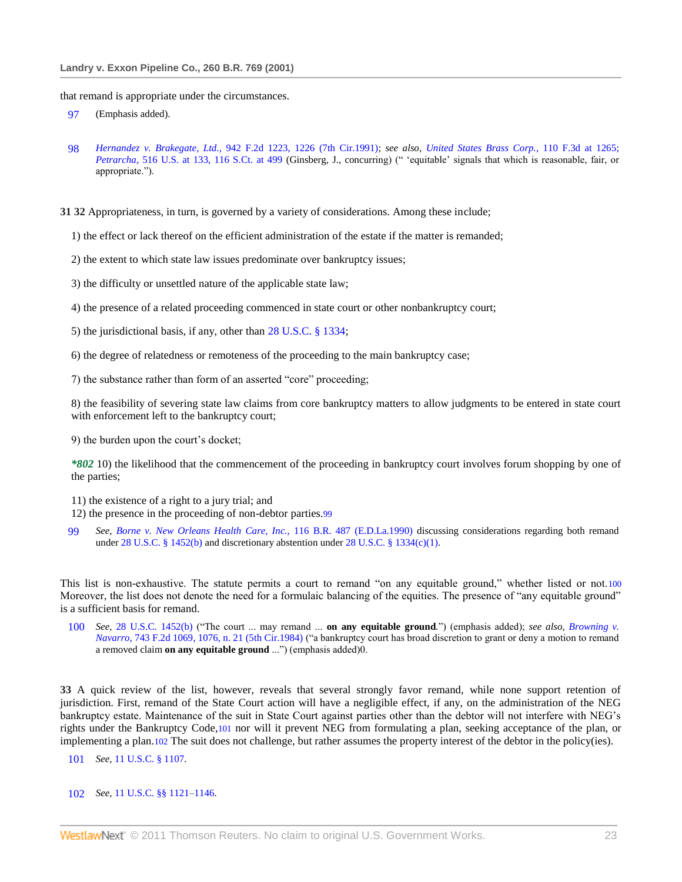that remand is appropriate under the circumstances.

97 (Emphasis added).

98 *Hernandez v. Brakegate, Ltd.,* 942 F.2d 1223, 1226 (7th Cir.1991); *see also, United States Brass Corp.,* 110 F.3d at 1265; *Petrarcha,* 516 U.S. at 133, 116 S.Ct. at 499 (Ginsberg, J., concurring) (" 'equitable' signals that which is reasonable, fair, or appropriate.").

**31 32** Appropriateness, in turn, is governed by a variety of considerations. Among these include;

1) the effect or lack thereof on the efficient administration of the estate if the matter is remanded;

2) the extent to which state law issues predominate over bankruptcy issues;

3) the difficulty or unsettled nature of the applicable state law;

4) the presence of a related proceeding commenced in state court or other nonbankruptcy court;

5) the jurisdictional basis, if any, other than 28 U.S.C. § 1334;

6) the degree of relatedness or remoteness of the proceeding to the main bankruptcy case;

7) the substance rather than form of an asserted "core" proceeding;

8) the feasibility of severing state law claims from core bankruptcy matters to allow judgments to be entered in state court with enforcement left to the bankruptcy court;

9) the burden upon the court's docket;

***802** 10) the likelihood that the commencement of the proceeding in bankruptcy court involves forum shopping by one of the parties;

11) the existence of a right to a jury trial; and
12) the presence in the proceeding of non-debtor parties.[99]

99 *See, Borne v. New Orleans Health Care, Inc.,* 116 B.R. 487 (E.D.La.1990) discussing considerations regarding both remand under 28 U.S.C. § 1452(b) and discretionary abstention under 28 U.S.C. § 1334(c)(1).

This list is non-exhaustive. The statute permits a court to remand "on any equitable ground," whether listed or not.[100] Moreover, the list does not denote the need for a formulaic balancing of the equities. The presence of "any equitable ground" is a sufficient basis for remand.

100 *See,* 28 U.S.C. 1452(b) ("The court ... may remand ... **on any equitable ground**.") (emphasis added); *see also, Browning v. Navarro,* 743 F.2d 1069, 1076, n. 21 (5th Cir.1984) ("a bankruptcy court has broad discretion to grant or deny a motion to remand a removed claim **on any equitable ground** ...") (emphasis added)0.

**33** A quick review of the list, however, reveals that several strongly favor remand, while none support retention of jurisdiction. First, remand of the State Court action will have a negligible effect, if any, on the administration of the NEG bankruptcy estate. Maintenance of the suit in State Court against parties other than the debtor will not interfere with NEG's rights under the Bankruptcy Code,[101] nor will it prevent NEG from formulating a plan, seeking acceptance of the plan, or implementing a plan.[102] The suit does not challenge, but rather assumes the property interest of the debtor in the policy(ies).

101 *See,* 11 U.S.C. § 1107.

102 *See,* 11 U.S.C. §§ 1121–1146.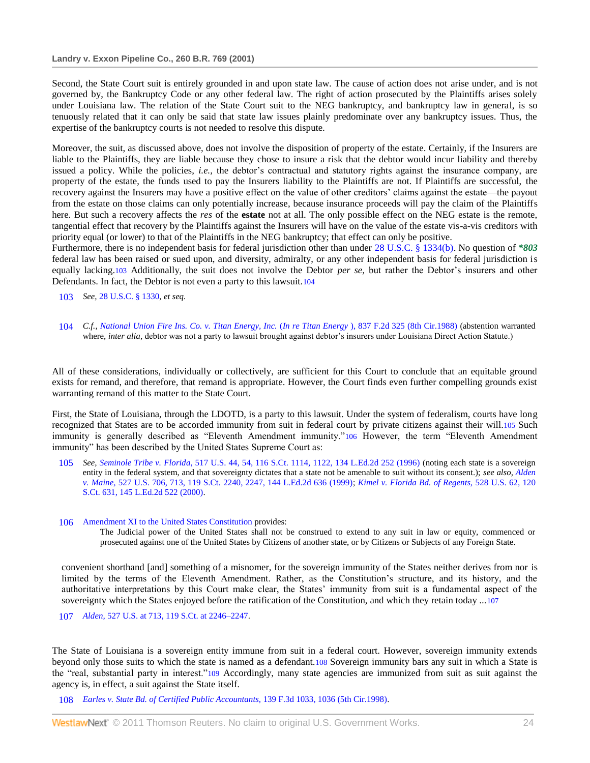Second, the State Court suit is entirely grounded in and upon state law. The cause of action does not arise under, and is not governed by, the Bankruptcy Code or any other federal law. The right of action prosecuted by the Plaintiffs arises solely under Louisiana law. The relation of the State Court suit to the NEG bankruptcy, and bankruptcy law in general, is so tenuously related that it can only be said that state law issues plainly predominate over any bankruptcy issues. Thus, the expertise of the bankruptcy courts is not needed to resolve this dispute.

Moreover, the suit, as discussed above, does not involve the disposition of property of the estate. Certainly, if the Insurers are liable to the Plaintiffs, they are liable because they chose to insure a risk that the debtor would incur liability and thereby issued a policy. While the policies, *i.e.,* the debtor's contractual and statutory rights against the insurance company, are property of the estate, the funds used to pay the Insurers liability to the Plaintiffs are not. If Plaintiffs are successful, the recovery against the Insurers may have a positive effect on the value of other creditors' claims against the estate—the payout from the estate on those claims can only potentially increase, because insurance proceeds will pay the claim of the Plaintiffs here. But such a recovery affects the *res* of the **estate** not at all. The only possible effect on the NEG estate is the remote, tangential effect that recovery by the Plaintiffs against the Insurers will have on the value of the estate vis-a-vis creditors with priority equal (or lower) to that of the Plaintiffs in the NEG bankruptcy; that effect can only be positive.

Furthermore, there is no independent basis for federal jurisdiction other than under 28 U.S.C. § 1334(b). No question of ***803** federal law has been raised or sued upon, and diversity, admiralty, or any other independent basis for federal jurisdiction is equally lacking.[103] Additionally, the suit does not involve the Debtor *per se,* but rather the Debtor's insurers and other Defendants. In fact, the Debtor is not even a party to this lawsuit.[104]

103 *See,* 28 U.S.C. § 1330, *et seq.*

104 *C.f., National Union Fire Ins. Co. v. Titan Energy, Inc. (In re Titan Energy ),* 837 F.2d 325 (8th Cir.1988) (abstention warranted where, *inter alia,* debtor was not a party to lawsuit brought against debtor's insurers under Louisiana Direct Action Statute.)

All of these considerations, individually or collectively, are sufficient for this Court to conclude that an equitable ground exists for remand, and therefore, that remand is appropriate. However, the Court finds even further compelling grounds exist warranting remand of this matter to the State Court.

First, the State of Louisiana, through the LDOTD, is a party to this lawsuit. Under the system of federalism, courts have long recognized that States are to be accorded immunity from suit in federal court by private citizens against their will.[105] Such immunity is generally described as "Eleventh Amendment immunity."[106] However, the term "Eleventh Amendment immunity" has been described by the United States Supreme Court as:

105 *See, Seminole Tribe v. Florida,* 517 U.S. 44, 54, 116 S.Ct. 1114, 1122, 134 L.Ed.2d 252 (1996) (noting each state is a sovereign entity in the federal system, and that sovereignty dictates that a state not be amenable to suit without its consent.); *see also, Alden v. Maine,* 527 U.S. 706, 713, 119 S.Ct. 2240, 2247, 144 L.Ed.2d 636 (1999); *Kimel v. Florida Bd. of Regents,* 528 U.S. 62, 120 S.Ct. 631, 145 L.Ed.2d 522 (2000).

106 Amendment XI to the United States Constitution provides:

> The Judicial power of the United States shall not be construed to extend to any suit in law or equity, commenced or prosecuted against one of the United States by Citizens of another state, or by Citizens or Subjects of any Foreign State.

> convenient shorthand [and] something of a misnomer, for the sovereign immunity of the States neither derives from nor is limited by the terms of the Eleventh Amendment. Rather, as the Constitution's structure, and its history, and the authoritative interpretations by this Court make clear, the States' immunity from suit is a fundamental aspect of the sovereignty which the States enjoyed before the ratification of the Constitution, and which they retain today ...[107]

107 *Alden,* 527 U.S. at 713, 119 S.Ct. at 2246–2247.

The State of Louisiana is a sovereign entity immune from suit in a federal court. However, sovereign immunity extends beyond only those suits to which the state is named as a defendant.[108] Sovereign immunity bars any suit in which a State is the "real, substantial party in interest."[109] Accordingly, many state agencies are immunized from suit as suit against the agency is, in effect, a suit against the State itself.

108 *Earles v. State Bd. of Certified Public Accountants,* 139 F.3d 1033, 1036 (5th Cir.1998).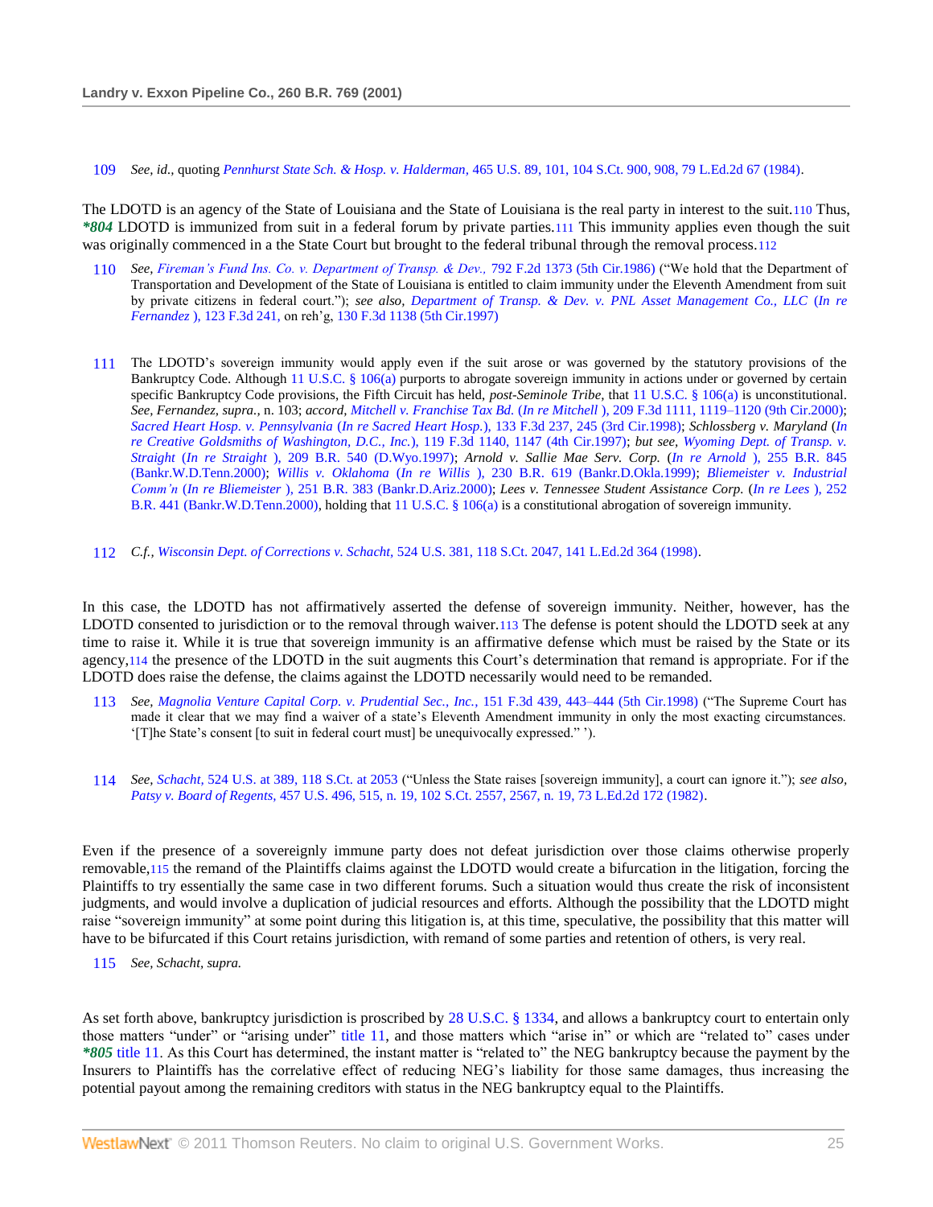109 *See, id.,* quoting *Pennhurst State Sch. & Hosp. v. Halderman,* 465 U.S. 89, 101, 104 S.Ct. 900, 908, 79 L.Ed.2d 67 (1984).

The LDOTD is an agency of the State of Louisiana and the State of Louisiana is the real party in interest to the suit.[110] Thus, ***804** LDOTD is immunized from suit in a federal forum by private parties.[111] This immunity applies even though the suit was originally commenced in a the State Court but brought to the federal tribunal through the removal process.[112]

110 *See, Fireman's Fund Ins. Co. v. Department of Transp. & Dev.,* 792 F.2d 1373 (5th Cir.1986) ("We hold that the Department of Transportation and Development of the State of Louisiana is entitled to claim immunity under the Eleventh Amendment from suit by private citizens in federal court."); *see also, Department of Transp. & Dev. v. PNL Asset Management Co., LLC (In re Fernandez ),* 123 F.3d 241, on reh'g, 130 F.3d 1138 (5th Cir.1997)

111 The LDOTD's sovereign immunity would apply even if the suit arose or was governed by the statutory provisions of the Bankruptcy Code. Although 11 U.S.C. § 106(a) purports to abrogate sovereign immunity in actions under or governed by certain specific Bankruptcy Code provisions, the Fifth Circuit has held, *post-Seminole Tribe,* that 11 U.S.C. § 106(a) is unconstitutional. *See, Fernandez, supra.,* n. 103; *accord, Mitchell v. Franchise Tax Bd. (In re Mitchell ),* 209 F.3d 1111, 1119–1120 (9th Cir.2000); *Sacred Heart Hosp. v. Pennsylvania (In re Sacred Heart Hosp.),* 133 F.3d 237, 245 (3rd Cir.1998); *Schlossberg v. Maryland (In re Creative Goldsmiths of Washington, D.C., Inc.),* 119 F.3d 1140, 1147 (4th Cir.1997); *but see, Wyoming Dept. of Transp. v. Straight (In re Straight ),* 209 B.R. 540 (D.Wyo.1997); *Arnold v. Sallie Mae Serv. Corp. (In re Arnold ),* 255 B.R. 845 (Bankr.W.D.Tenn.2000); *Willis v. Oklahoma (In re Willis ),* 230 B.R. 619 (Bankr.D.Okla.1999); *Bliemeister v. Industrial Comm'n (In re Bliemeister ),* 251 B.R. 383 (Bankr.D.Ariz.2000); *Lees v. Tennessee Student Assistance Corp. (In re Lees ),* 252 B.R. 441 (Bankr.W.D.Tenn.2000), holding that 11 U.S.C. § 106(a) is a constitutional abrogation of sovereign immunity.

112 *C.f., Wisconsin Dept. of Corrections v. Schacht,* 524 U.S. 381, 118 S.Ct. 2047, 141 L.Ed.2d 364 (1998).

In this case, the LDOTD has not affirmatively asserted the defense of sovereign immunity. Neither, however, has the LDOTD consented to jurisdiction or to the removal through waiver.[113] The defense is potent should the LDOTD seek at any time to raise it. While it is true that sovereign immunity is an affirmative defense which must be raised by the State or its agency,[114] the presence of the LDOTD in the suit augments this Court's determination that remand is appropriate. For if the LDOTD does raise the defense, the claims against the LDOTD necessarily would need to be remanded.

113 *See, Magnolia Venture Capital Corp. v. Prudential Sec., Inc.,* 151 F.3d 439, 443–444 (5th Cir.1998) ("The Supreme Court has made it clear that we may find a waiver of a state's Eleventh Amendment immunity in only the most exacting circumstances. '[T]he State's consent [to suit in federal court must] be unequivocally expressed." ').

114 *See, Schacht,* 524 U.S. at 389, 118 S.Ct. at 2053 ("Unless the State raises [sovereign immunity], a court can ignore it."); *see also, Patsy v. Board of Regents,* 457 U.S. 496, 515, n. 19, 102 S.Ct. 2557, 2567, n. 19, 73 L.Ed.2d 172 (1982).

Even if the presence of a sovereignly immune party does not defeat jurisdiction over those claims otherwise properly removable,[115] the remand of the Plaintiffs claims against the LDOTD would create a bifurcation in the litigation, forcing the Plaintiffs to try essentially the same case in two different forums. Such a situation would thus create the risk of inconsistent judgments, and would involve a duplication of judicial resources and efforts. Although the possibility that the LDOTD might raise "sovereign immunity" at some point during this litigation is, at this time, speculative, the possibility that this matter will have to be bifurcated if this Court retains jurisdiction, with remand of some parties and retention of others, is very real.

115 *See, Schacht, supra.*

As set forth above, bankruptcy jurisdiction is proscribed by 28 U.S.C. § 1334, and allows a bankruptcy court to entertain only those matters "under" or "arising under" title 11, and those matters which "arise in" or which are "related to" cases under ***805** title 11. As this Court has determined, the instant matter is "related to" the NEG bankruptcy because the payment by the Insurers to Plaintiffs has the correlative effect of reducing NEG's liability for those same damages, thus increasing the potential payout among the remaining creditors with status in the NEG bankruptcy equal to the Plaintiffs.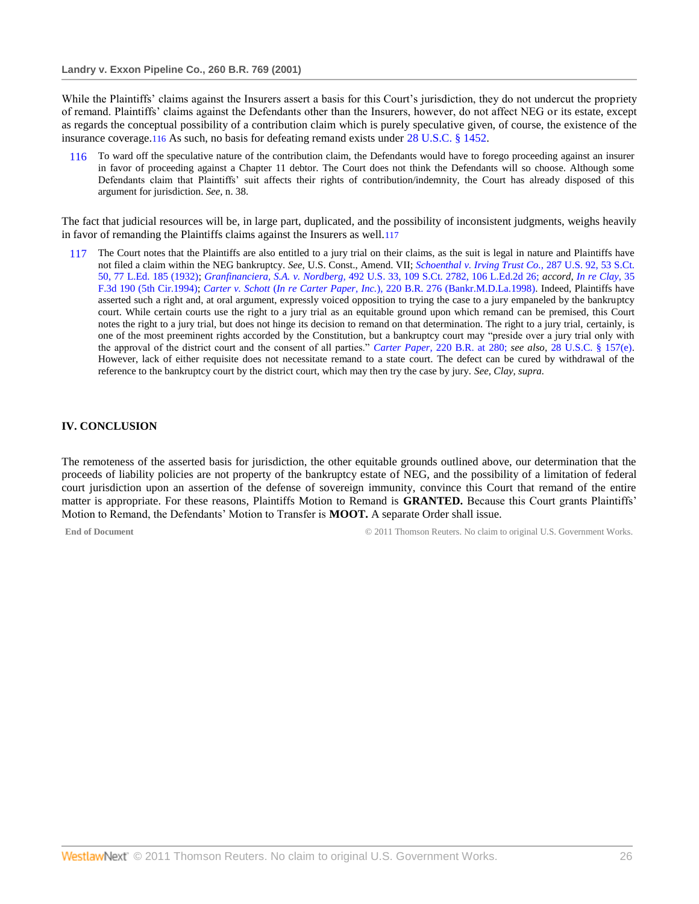While the Plaintiffs' claims against the Insurers assert a basis for this Court's jurisdiction, they do not undercut the propriety of remand. Plaintiffs' claims against the Defendants other than the Insurers, however, do not affect NEG or its estate, except as regards the conceptual possibility of a contribution claim which is purely speculative given, of course, the existence of the insurance coverage.[116] As such, no basis for defeating remand exists under 28 U.S.C. § 1452.

116 To ward off the speculative nature of the contribution claim, the Defendants would have to forego proceeding against an insurer in favor of proceeding against a Chapter 11 debtor. The Court does not think the Defendants will so choose. Although some Defendants claim that Plaintiffs' suit affects their rights of contribution/indemnity, the Court has already disposed of this argument for jurisdiction. *See,* n. 38.

The fact that judicial resources will be, in large part, duplicated, and the possibility of inconsistent judgments, weighs heavily in favor of remanding the Plaintiffs claims against the Insurers as well.[117]

117 The Court notes that the Plaintiffs are also entitled to a jury trial on their claims, as the suit is legal in nature and Plaintiffs have not filed a claim within the NEG bankruptcy. *See,* U.S. Const., Amend. VII; *Schoenthal v. Irving Trust Co.,* 287 U.S. 92, 53 S.Ct. 50, 77 L.Ed. 185 (1932); *Granfinanciera, S.A. v. Nordberg,* 492 U.S. 33, 109 S.Ct. 2782, 106 L.Ed.2d 26; *accord, In re Clay,* 35 F.3d 190 (5th Cir.1994); *Carter v. Schott* (*In re Carter Paper, Inc.*), 220 B.R. 276 (Bankr.M.D.La.1998). Indeed, Plaintiffs have asserted such a right and, at oral argument, expressly voiced opposition to trying the case to a jury empaneled by the bankruptcy court. While certain courts use the right to a jury trial as an equitable ground upon which remand can be premised, this Court notes the right to a jury trial, but does not hinge its decision to remand on that determination. The right to a jury trial, certainly, is one of the most preeminent rights accorded by the Constitution, but a bankruptcy court may "preside over a jury trial only with the approval of the district court and the consent of all parties." *Carter Paper,* 220 B.R. at 280; *see also,* 28 U.S.C. § 157(e). However, lack of either requisite does not necessitate remand to a state court. The defect can be cured by withdrawal of the reference to the bankruptcy court by the district court, which may then try the case by jury. *See, Clay, supra.*

## IV. CONCLUSION

The remoteness of the asserted basis for jurisdiction, the other equitable grounds outlined above, our determination that the proceeds of liability policies are not property of the bankruptcy estate of NEG, and the possibility of a limitation of federal court jurisdiction upon an assertion of the defense of sovereign immunity, convince this Court that remand of the entire matter is appropriate. For these reasons, Plaintiffs Motion to Remand is **GRANTED.** Because this Court grants Plaintiffs' Motion to Remand, the Defendants' Motion to Transfer is **MOOT.** A separate Order shall issue.

**End of Document** © 2011 Thomson Reuters. No claim to original U.S. Government Works.